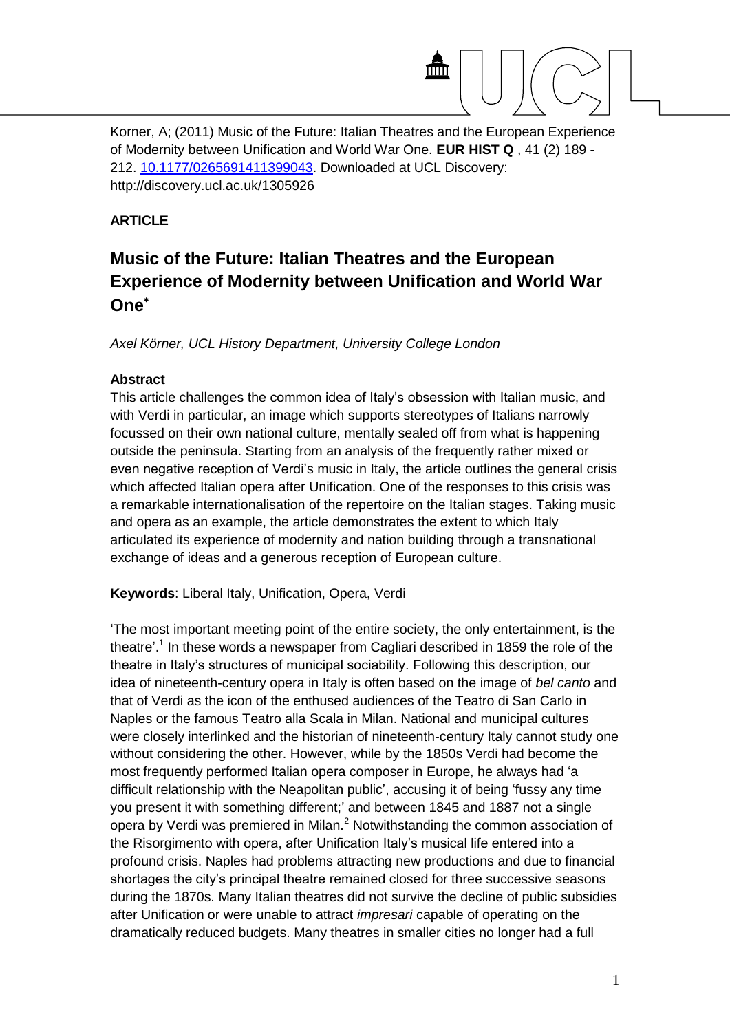Korner, A; (2011) Music of the Future: Italian Theatres and the European Experience of Modernity between Unification and World War One. **EUR HIST Q** , 41 (2) 189 - 212. [10.1177/0265691411399043](10.1177/0265691411399043). Downloaded at UCL Discovery: http://discovery.ucl.ac.uk/1305926

**ARTICLE**

# Music of the Future: Italian Theatres and the European Experience of Modernity between Unification and World War One*

*Axel Körner, UCL History Department, University College London*

**Abstract**

This article challenges the common idea of Italy's obsession with Italian music, and with Verdi in particular, an image which supports stereotypes of Italians narrowly focussed on their own national culture, mentally sealed off from what is happening outside the peninsula. Starting from an analysis of the frequently rather mixed or even negative reception of Verdi's music in Italy, the article outlines the general crisis which affected Italian opera after Unification. One of the responses to this crisis was a remarkable internationalisation of the repertoire on the Italian stages. Taking music and opera as an example, the article demonstrates the extent to which Italy articulated its experience of modernity and nation building through a transnational exchange of ideas and a generous reception of European culture.

**Keywords**: Liberal Italy, Unification, Opera, Verdi

'The most important meeting point of the entire society, the only entertainment, is the theatre'.[1] In these words a newspaper from Cagliari described in 1859 the role of the theatre in Italy's structures of municipal sociability. Following this description, our idea of nineteenth-century opera in Italy is often based on the image of *bel canto* and that of Verdi as the icon of the enthused audiences of the Teatro di San Carlo in Naples or the famous Teatro alla Scala in Milan. National and municipal cultures were closely interlinked and the historian of nineteenth-century Italy cannot study one without considering the other. However, while by the 1850s Verdi had become the most frequently performed Italian opera composer in Europe, he always had 'a difficult relationship with the Neapolitan public', accusing it of being 'fussy any time you present it with something different;' and between 1845 and 1887 not a single opera by Verdi was premiered in Milan.[2] Notwithstanding the common association of the Risorgimento with opera, after Unification Italy's musical life entered into a profound crisis. Naples had problems attracting new productions and due to financial shortages the city's principal theatre remained closed for three successive seasons during the 1870s. Many Italian theatres did not survive the decline of public subsidies after Unification or were unable to attract *impresari* capable of operating on the dramatically reduced budgets. Many theatres in smaller cities no longer had a full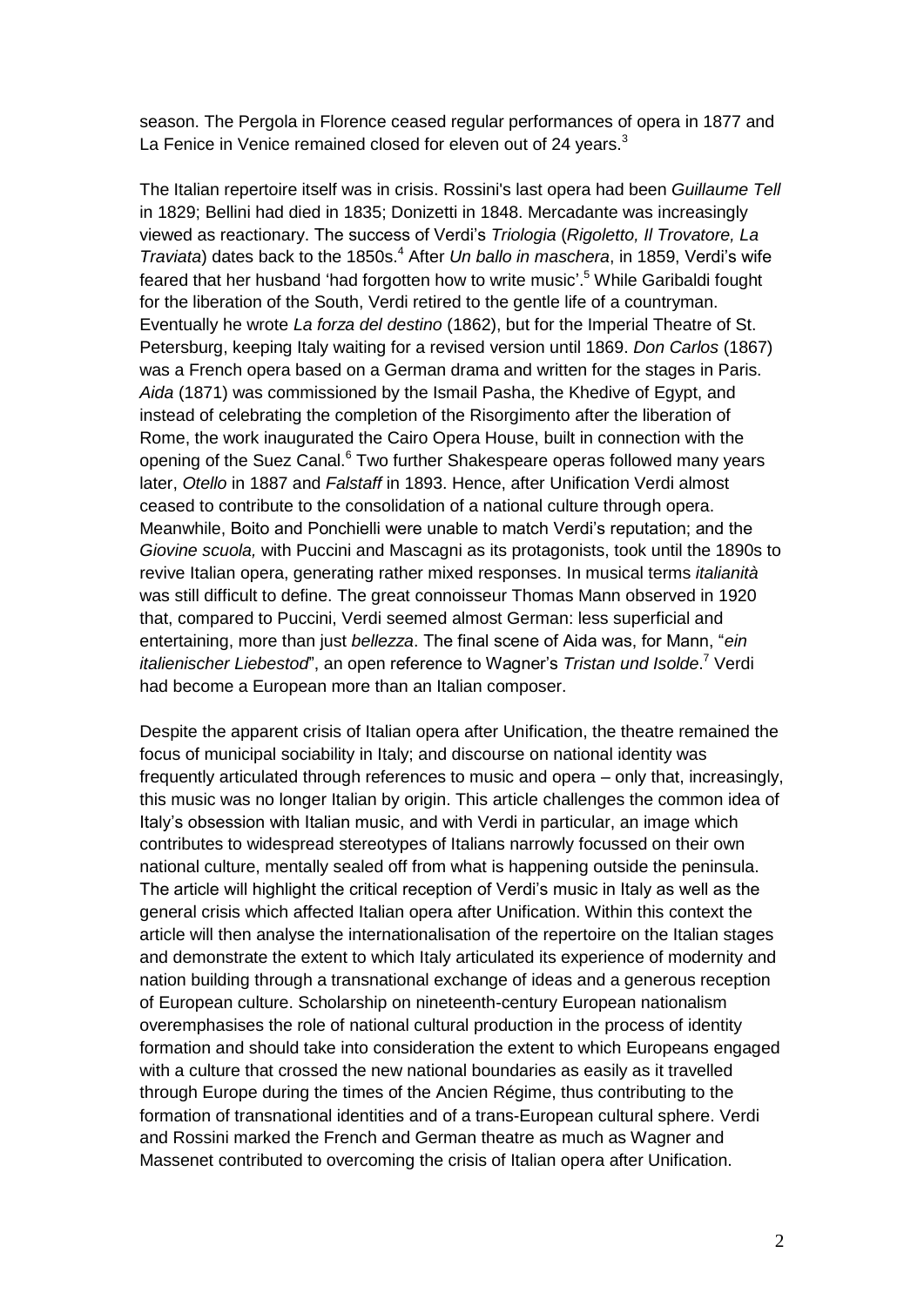season. The Pergola in Florence ceased regular performances of opera in 1877 and La Fenice in Venice remained closed for eleven out of 24 years.[3]

The Italian repertoire itself was in crisis. Rossini's last opera had been *Guillaume Tell* in 1829; Bellini had died in 1835; Donizetti in 1848. Mercadante was increasingly viewed as reactionary. The success of Verdi's *Triologia* (*Rigoletto, Il Trovatore, La Traviata*) dates back to the 1850s.[4] After *Un ballo in maschera*, in 1859, Verdi's wife feared that her husband 'had forgotten how to write music'.[5] While Garibaldi fought for the liberation of the South, Verdi retired to the gentle life of a countryman. Eventually he wrote *La forza del destino* (1862), but for the Imperial Theatre of St. Petersburg, keeping Italy waiting for a revised version until 1869. *Don Carlos* (1867) was a French opera based on a German drama and written for the stages in Paris. *Aida* (1871) was commissioned by the Ismail Pasha, the Khedive of Egypt, and instead of celebrating the completion of the Risorgimento after the liberation of Rome, the work inaugurated the Cairo Opera House, built in connection with the opening of the Suez Canal.[6] Two further Shakespeare operas followed many years later, *Otello* in 1887 and *Falstaff* in 1893. Hence, after Unification Verdi almost ceased to contribute to the consolidation of a national culture through opera. Meanwhile, Boito and Ponchielli were unable to match Verdi's reputation; and the *Giovine scuola,* with Puccini and Mascagni as its protagonists, took until the 1890s to revive Italian opera, generating rather mixed responses. In musical terms *italianità* was still difficult to define. The great connoisseur Thomas Mann observed in 1920 that, compared to Puccini, Verdi seemed almost German: less superficial and entertaining, more than just *bellezza*. The final scene of Aida was, for Mann, "*ein italienischer Liebestod*", an open reference to Wagner's *Tristan und Isolde*.[7] Verdi had become a European more than an Italian composer.

Despite the apparent crisis of Italian opera after Unification, the theatre remained the focus of municipal sociability in Italy; and discourse on national identity was frequently articulated through references to music and opera – only that, increasingly, this music was no longer Italian by origin. This article challenges the common idea of Italy's obsession with Italian music, and with Verdi in particular, an image which contributes to widespread stereotypes of Italians narrowly focussed on their own national culture, mentally sealed off from what is happening outside the peninsula. The article will highlight the critical reception of Verdi's music in Italy as well as the general crisis which affected Italian opera after Unification. Within this context the article will then analyse the internationalisation of the repertoire on the Italian stages and demonstrate the extent to which Italy articulated its experience of modernity and nation building through a transnational exchange of ideas and a generous reception of European culture. Scholarship on nineteenth-century European nationalism overemphasises the role of national cultural production in the process of identity formation and should take into consideration the extent to which Europeans engaged with a culture that crossed the new national boundaries as easily as it travelled through Europe during the times of the Ancien Régime, thus contributing to the formation of transnational identities and of a trans-European cultural sphere. Verdi and Rossini marked the French and German theatre as much as Wagner and Massenet contributed to overcoming the crisis of Italian opera after Unification.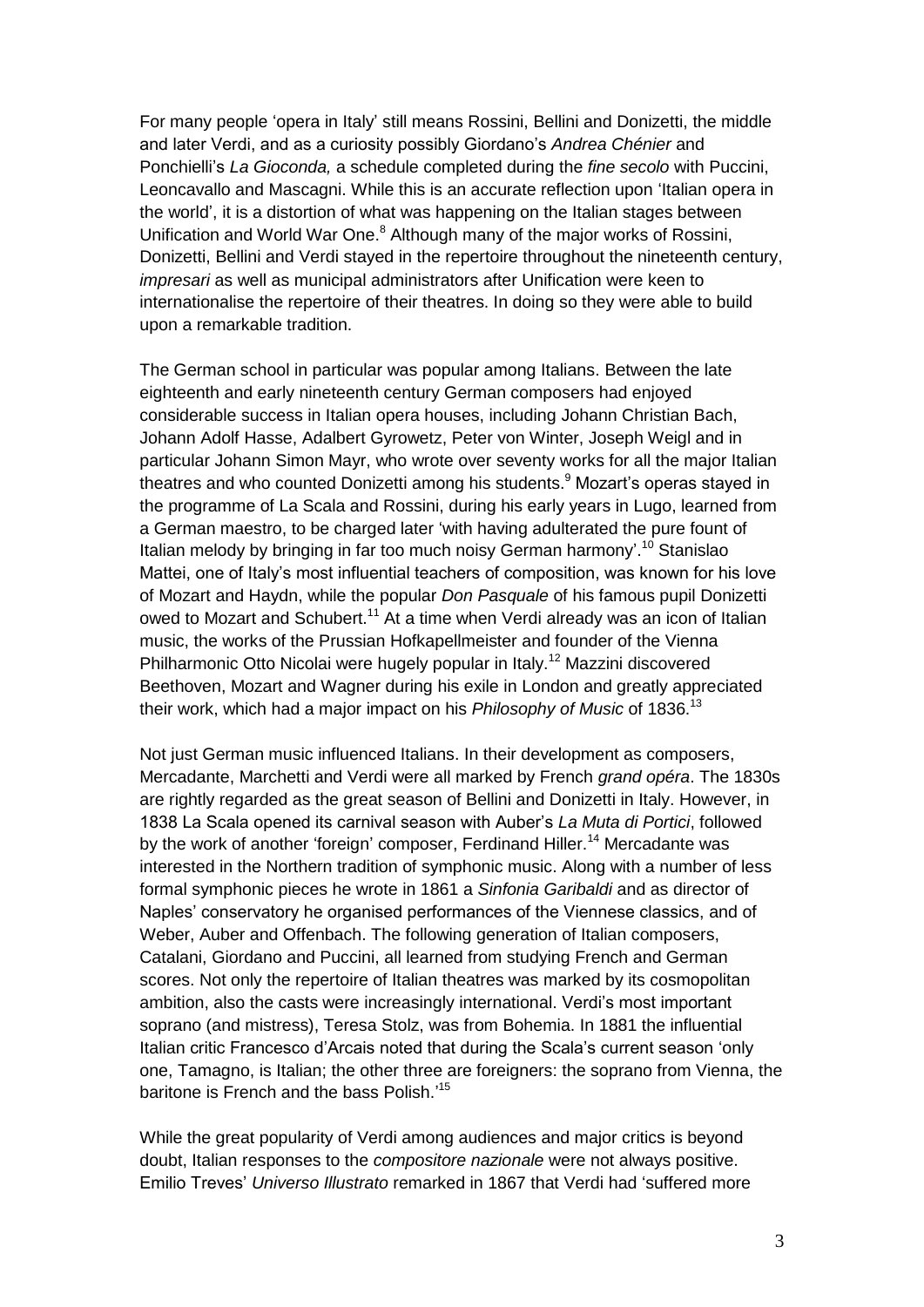For many people 'opera in Italy' still means Rossini, Bellini and Donizetti, the middle and later Verdi, and as a curiosity possibly Giordano's *Andrea Chénier* and Ponchielli's *La Gioconda,* a schedule completed during the *fine secolo* with Puccini, Leoncavallo and Mascagni. While this is an accurate reflection upon 'Italian opera in the world', it is a distortion of what was happening on the Italian stages between Unification and World War One.[8] Although many of the major works of Rossini, Donizetti, Bellini and Verdi stayed in the repertoire throughout the nineteenth century, *impresari* as well as municipal administrators after Unification were keen to internationalise the repertoire of their theatres. In doing so they were able to build upon a remarkable tradition.

The German school in particular was popular among Italians. Between the late eighteenth and early nineteenth century German composers had enjoyed considerable success in Italian opera houses, including Johann Christian Bach, Johann Adolf Hasse, Adalbert Gyrowetz, Peter von Winter, Joseph Weigl and in particular Johann Simon Mayr, who wrote over seventy works for all the major Italian theatres and who counted Donizetti among his students.[9] Mozart's operas stayed in the programme of La Scala and Rossini, during his early years in Lugo, learned from a German maestro, to be charged later 'with having adulterated the pure fount of Italian melody by bringing in far too much noisy German harmony'.[10] Stanislao Mattei, one of Italy's most influential teachers of composition, was known for his love of Mozart and Haydn, while the popular *Don Pasquale* of his famous pupil Donizetti owed to Mozart and Schubert.[11] At a time when Verdi already was an icon of Italian music, the works of the Prussian Hofkapellmeister and founder of the Vienna Philharmonic Otto Nicolai were hugely popular in Italy.[12] Mazzini discovered Beethoven, Mozart and Wagner during his exile in London and greatly appreciated their work, which had a major impact on his *Philosophy of Music* of 1836.[13]

Not just German music influenced Italians. In their development as composers, Mercadante, Marchetti and Verdi were all marked by French *grand opéra*. The 1830s are rightly regarded as the great season of Bellini and Donizetti in Italy. However, in 1838 La Scala opened its carnival season with Auber's *La Muta di Portici*, followed by the work of another 'foreign' composer, Ferdinand Hiller.[14] Mercadante was interested in the Northern tradition of symphonic music. Along with a number of less formal symphonic pieces he wrote in 1861 a *Sinfonia Garibaldi* and as director of Naples' conservatory he organised performances of the Viennese classics, and of Weber, Auber and Offenbach. The following generation of Italian composers, Catalani, Giordano and Puccini, all learned from studying French and German scores. Not only the repertoire of Italian theatres was marked by its cosmopolitan ambition, also the casts were increasingly international. Verdi's most important soprano (and mistress), Teresa Stolz, was from Bohemia. In 1881 the influential Italian critic Francesco d'Arcais noted that during the Scala's current season 'only one, Tamagno, is Italian; the other three are foreigners: the soprano from Vienna, the baritone is French and the bass Polish.'[15]

While the great popularity of Verdi among audiences and major critics is beyond doubt, Italian responses to the *compositore nazionale* were not always positive. Emilio Treves' *Universo Illustrato* remarked in 1867 that Verdi had 'suffered more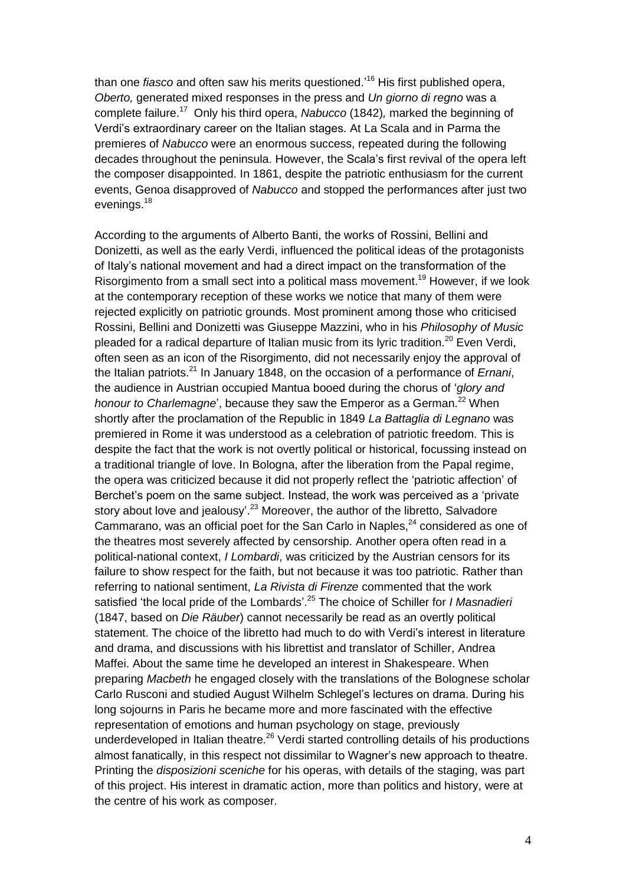than one *fiasco* and often saw his merits questioned.'[16] His first published opera, *Oberto,* generated mixed responses in the press and *Un giorno di regno* was a complete failure.[17] Only his third opera, *Nabucco* (1842)*,* marked the beginning of Verdi's extraordinary career on the Italian stages. At La Scala and in Parma the premieres of *Nabucco* were an enormous success, repeated during the following decades throughout the peninsula. However, the Scala's first revival of the opera left the composer disappointed. In 1861, despite the patriotic enthusiasm for the current events, Genoa disapproved of *Nabucco* and stopped the performances after just two evenings.[18]

According to the arguments of Alberto Banti, the works of Rossini, Bellini and Donizetti, as well as the early Verdi, influenced the political ideas of the protagonists of Italy's national movement and had a direct impact on the transformation of the Risorgimento from a small sect into a political mass movement.[19] However, if we look at the contemporary reception of these works we notice that many of them were rejected explicitly on patriotic grounds. Most prominent among those who criticised Rossini, Bellini and Donizetti was Giuseppe Mazzini, who in his *Philosophy of Music* pleaded for a radical departure of Italian music from its lyric tradition.[20] Even Verdi, often seen as an icon of the Risorgimento, did not necessarily enjoy the approval of the Italian patriots.[21] In January 1848, on the occasion of a performance of *Ernani*, the audience in Austrian occupied Mantua booed during the chorus of '*glory and honour to Charlemagne*', because they saw the Emperor as a German.[22] When shortly after the proclamation of the Republic in 1849 *La Battaglia di Legnano* was premiered in Rome it was understood as a celebration of patriotic freedom. This is despite the fact that the work is not overtly political or historical, focussing instead on a traditional triangle of love. In Bologna, after the liberation from the Papal regime, the opera was criticized because it did not properly reflect the 'patriotic affection' of Berchet's poem on the same subject. Instead, the work was perceived as a 'private story about love and jealousy'.[23] Moreover, the author of the libretto, Salvadore Cammarano, was an official poet for the San Carlo in Naples,[24] considered as one of the theatres most severely affected by censorship. Another opera often read in a political-national context, *I Lombardi*, was criticized by the Austrian censors for its failure to show respect for the faith, but not because it was too patriotic. Rather than referring to national sentiment, *La Rivista di Firenze* commented that the work satisfied 'the local pride of the Lombards'.[25] The choice of Schiller for *I Masnadieri* (1847, based on *Die Räuber*) cannot necessarily be read as an overtly political statement. The choice of the libretto had much to do with Verdi's interest in literature and drama, and discussions with his librettist and translator of Schiller, Andrea Maffei. About the same time he developed an interest in Shakespeare. When preparing *Macbeth* he engaged closely with the translations of the Bolognese scholar Carlo Rusconi and studied August Wilhelm Schlegel's lectures on drama. During his long sojourns in Paris he became more and more fascinated with the effective representation of emotions and human psychology on stage, previously underdeveloped in Italian theatre.[26] Verdi started controlling details of his productions almost fanatically, in this respect not dissimilar to Wagner's new approach to theatre. Printing the *disposizioni sceniche* for his operas, with details of the staging, was part of this project. His interest in dramatic action, more than politics and history, were at the centre of his work as composer.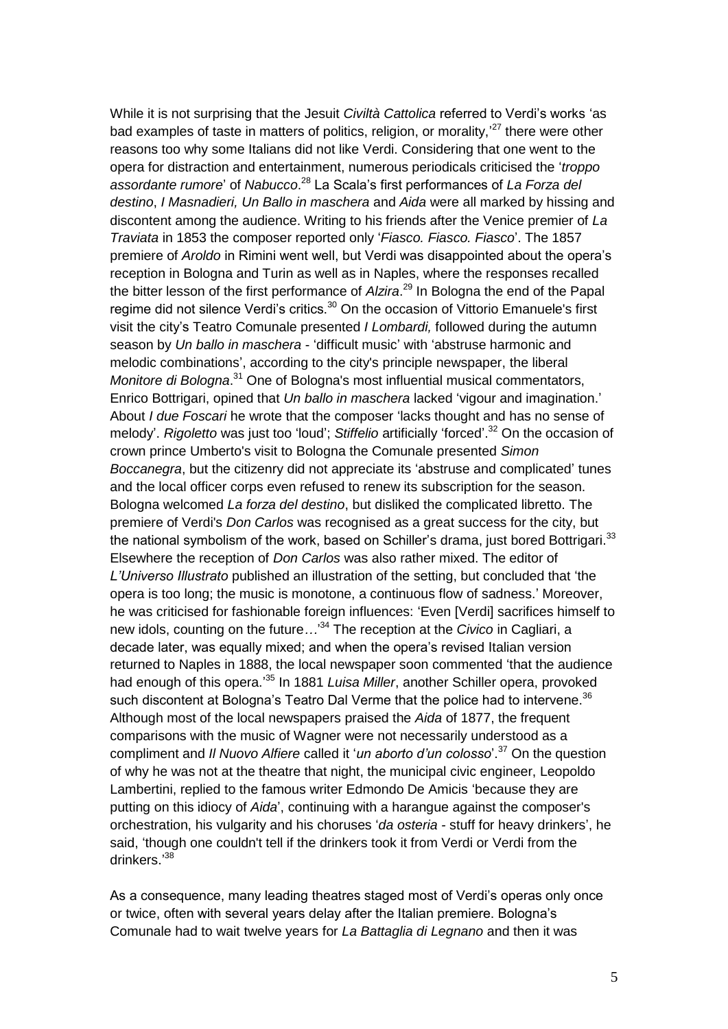While it is not surprising that the Jesuit *Civiltà Cattolica* referred to Verdi's works 'as bad examples of taste in matters of politics, religion, or morality,'[27] there were other reasons too why some Italians did not like Verdi. Considering that one went to the opera for distraction and entertainment, numerous periodicals criticised the '*troppo assordante rumore*' of *Nabucco*.[28] La Scala's first performances of *La Forza del destino*, *I Masnadieri, Un Ballo in maschera* and *Aida* were all marked by hissing and discontent among the audience. Writing to his friends after the Venice premier of *La Traviata* in 1853 the composer reported only '*Fiasco. Fiasco. Fiasco*'. The 1857 premiere of *Aroldo* in Rimini went well, but Verdi was disappointed about the opera's reception in Bologna and Turin as well as in Naples, where the responses recalled the bitter lesson of the first performance of *Alzira*.[29] In Bologna the end of the Papal regime did not silence Verdi's critics.[30] On the occasion of Vittorio Emanuele's first visit the city's Teatro Comunale presented *I Lombardi,* followed during the autumn season by *Un ballo in maschera* - 'difficult music' with 'abstruse harmonic and melodic combinations', according to the city's principle newspaper, the liberal *Monitore di Bologna*.[31] One of Bologna's most influential musical commentators, Enrico Bottrigari, opined that *Un ballo in maschera* lacked 'vigour and imagination.' About *I due Foscari* he wrote that the composer 'lacks thought and has no sense of melody'. *Rigoletto* was just too 'loud'; *Stiffelio* artificially 'forced'.[32] On the occasion of crown prince Umberto's visit to Bologna the Comunale presented *Simon Boccanegra*, but the citizenry did not appreciate its 'abstruse and complicated' tunes and the local officer corps even refused to renew its subscription for the season. Bologna welcomed *La forza del destino*, but disliked the complicated libretto. The premiere of Verdi's *Don Carlos* was recognised as a great success for the city, but the national symbolism of the work, based on Schiller's drama, just bored Bottrigari.[33] Elsewhere the reception of *Don Carlos* was also rather mixed. The editor of *L'Universo Illustrato* published an illustration of the setting, but concluded that 'the opera is too long; the music is monotone, a continuous flow of sadness.' Moreover, he was criticised for fashionable foreign influences: 'Even [Verdi] sacrifices himself to new idols, counting on the future…'[34] The reception at the *Civico* in Cagliari, a decade later, was equally mixed; and when the opera's revised Italian version returned to Naples in 1888, the local newspaper soon commented 'that the audience had enough of this opera.'[35] In 1881 *Luisa Miller*, another Schiller opera, provoked such discontent at Bologna's Teatro Dal Verme that the police had to intervene.[36] Although most of the local newspapers praised the *Aida* of 1877, the frequent comparisons with the music of Wagner were not necessarily understood as a compliment and *Il Nuovo Alfiere* called it '*un aborto d'un colosso*'.[37] On the question of why he was not at the theatre that night, the municipal civic engineer, Leopoldo Lambertini, replied to the famous writer Edmondo De Amicis 'because they are putting on this idiocy of *Aida*', continuing with a harangue against the composer's orchestration, his vulgarity and his choruses '*da osteria* - stuff for heavy drinkers', he said, 'though one couldn't tell if the drinkers took it from Verdi or Verdi from the drinkers.'[38]

As a consequence, many leading theatres staged most of Verdi's operas only once or twice, often with several years delay after the Italian premiere. Bologna's Comunale had to wait twelve years for *La Battaglia di Legnano* and then it was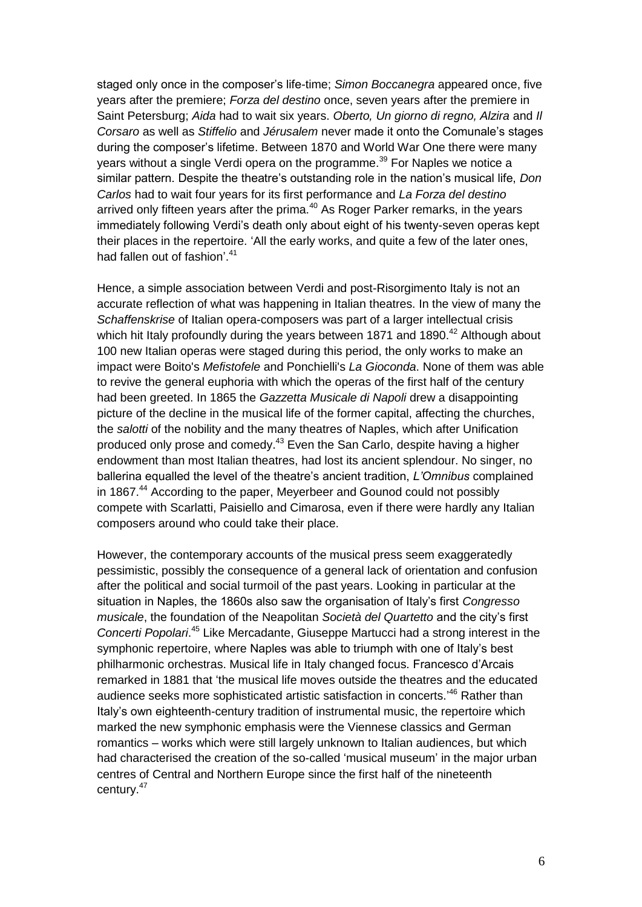staged only once in the composer's life-time; *Simon Boccanegra* appeared once, five years after the premiere; *Forza del destino* once, seven years after the premiere in Saint Petersburg; *Aida* had to wait six years. *Oberto, Un giorno di regno, Alzira* and *Il Corsaro* as well as *Stiffelio* and *Jérusalem* never made it onto the Comunale's stages during the composer's lifetime. Between 1870 and World War One there were many years without a single Verdi opera on the programme.[39] For Naples we notice a similar pattern. Despite the theatre's outstanding role in the nation's musical life, *Don Carlos* had to wait four years for its first performance and *La Forza del destino* arrived only fifteen years after the prima.[40] As Roger Parker remarks, in the years immediately following Verdi's death only about eight of his twenty-seven operas kept their places in the repertoire. 'All the early works, and quite a few of the later ones, had fallen out of fashion'.[41]

Hence, a simple association between Verdi and post-Risorgimento Italy is not an accurate reflection of what was happening in Italian theatres. In the view of many the *Schaffenskrise* of Italian opera-composers was part of a larger intellectual crisis which hit Italy profoundly during the years between 1871 and 1890.[42] Although about 100 new Italian operas were staged during this period, the only works to make an impact were Boito's *Mefistofele* and Ponchielli's *La Gioconda*. None of them was able to revive the general euphoria with which the operas of the first half of the century had been greeted. In 1865 the *Gazzetta Musicale di Napoli* drew a disappointing picture of the decline in the musical life of the former capital, affecting the churches, the *salotti* of the nobility and the many theatres of Naples, which after Unification produced only prose and comedy.[43] Even the San Carlo, despite having a higher endowment than most Italian theatres, had lost its ancient splendour. No singer, no ballerina equalled the level of the theatre's ancient tradition, *L'Omnibus* complained in 1867.[44] According to the paper, Meyerbeer and Gounod could not possibly compete with Scarlatti, Paisiello and Cimarosa, even if there were hardly any Italian composers around who could take their place.

However, the contemporary accounts of the musical press seem exaggeratedly pessimistic, possibly the consequence of a general lack of orientation and confusion after the political and social turmoil of the past years. Looking in particular at the situation in Naples, the 1860s also saw the organisation of Italy's first *Congresso musicale*, the foundation of the Neapolitan *Società del Quartetto* and the city's first *Concerti Popolari*.[45] Like Mercadante, Giuseppe Martucci had a strong interest in the symphonic repertoire, where Naples was able to triumph with one of Italy's best philharmonic orchestras. Musical life in Italy changed focus. Francesco d'Arcais remarked in 1881 that 'the musical life moves outside the theatres and the educated audience seeks more sophisticated artistic satisfaction in concerts.'[46] Rather than Italy's own eighteenth-century tradition of instrumental music, the repertoire which marked the new symphonic emphasis were the Viennese classics and German romantics – works which were still largely unknown to Italian audiences, but which had characterised the creation of the so-called 'musical museum' in the major urban centres of Central and Northern Europe since the first half of the nineteenth century.[47]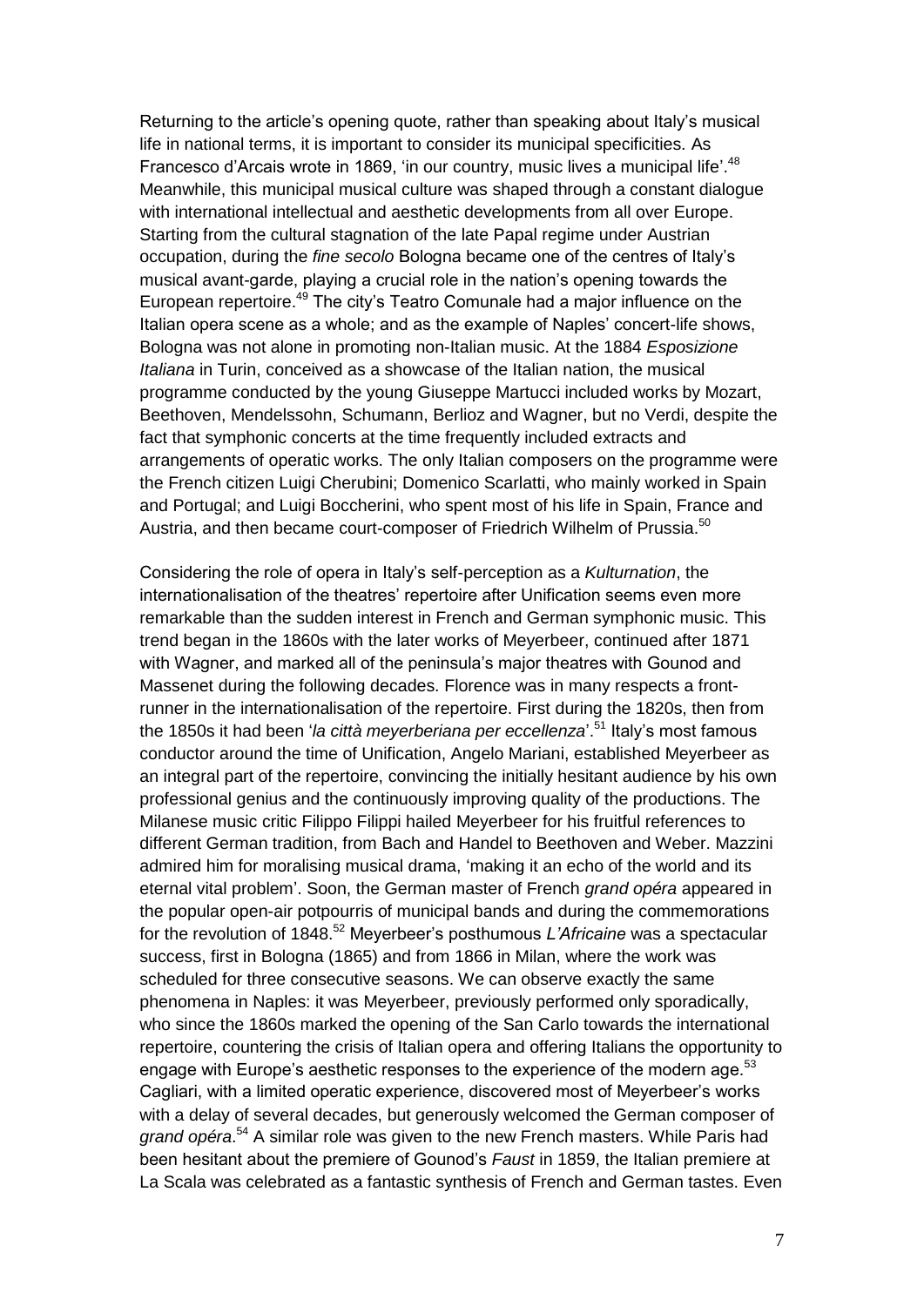Returning to the article's opening quote, rather than speaking about Italy's musical life in national terms, it is important to consider its municipal specificities. As Francesco d'Arcais wrote in 1869, 'in our country, music lives a municipal life'.[48] Meanwhile, this municipal musical culture was shaped through a constant dialogue with international intellectual and aesthetic developments from all over Europe. Starting from the cultural stagnation of the late Papal regime under Austrian occupation, during the *fine secolo* Bologna became one of the centres of Italy's musical avant-garde, playing a crucial role in the nation's opening towards the European repertoire.[49] The city's Teatro Comunale had a major influence on the Italian opera scene as a whole; and as the example of Naples' concert-life shows, Bologna was not alone in promoting non-Italian music. At the 1884 *Esposizione Italiana* in Turin, conceived as a showcase of the Italian nation, the musical programme conducted by the young Giuseppe Martucci included works by Mozart, Beethoven, Mendelssohn, Schumann, Berlioz and Wagner, but no Verdi, despite the fact that symphonic concerts at the time frequently included extracts and arrangements of operatic works. The only Italian composers on the programme were the French citizen Luigi Cherubini; Domenico Scarlatti, who mainly worked in Spain and Portugal; and Luigi Boccherini, who spent most of his life in Spain, France and Austria, and then became court-composer of Friedrich Wilhelm of Prussia.[50]

Considering the role of opera in Italy's self-perception as a *Kulturnation*, the internationalisation of the theatres' repertoire after Unification seems even more remarkable than the sudden interest in French and German symphonic music. This trend began in the 1860s with the later works of Meyerbeer, continued after 1871 with Wagner, and marked all of the peninsula's major theatres with Gounod and Massenet during the following decades. Florence was in many respects a front-runner in the internationalisation of the repertoire. First during the 1820s, then from the 1850s it had been '*la città meyerberiana per eccellenza*'.[51] Italy's most famous conductor around the time of Unification, Angelo Mariani, established Meyerbeer as an integral part of the repertoire, convincing the initially hesitant audience by his own professional genius and the continuously improving quality of the productions. The Milanese music critic Filippo Filippi hailed Meyerbeer for his fruitful references to different German tradition, from Bach and Handel to Beethoven and Weber. Mazzini admired him for moralising musical drama, 'making it an echo of the world and its eternal vital problem'. Soon, the German master of French *grand opéra* appeared in the popular open-air potpourris of municipal bands and during the commemorations for the revolution of 1848.[52] Meyerbeer's posthumous *L'Africaine* was a spectacular success, first in Bologna (1865) and from 1866 in Milan, where the work was scheduled for three consecutive seasons. We can observe exactly the same phenomena in Naples: it was Meyerbeer, previously performed only sporadically, who since the 1860s marked the opening of the San Carlo towards the international repertoire, countering the crisis of Italian opera and offering Italians the opportunity to engage with Europe's aesthetic responses to the experience of the modern age.[53] Cagliari, with a limited operatic experience, discovered most of Meyerbeer's works with a delay of several decades, but generously welcomed the German composer of *grand opéra*.[54] A similar role was given to the new French masters. While Paris had been hesitant about the premiere of Gounod's *Faust* in 1859, the Italian premiere at La Scala was celebrated as a fantastic synthesis of French and German tastes. Even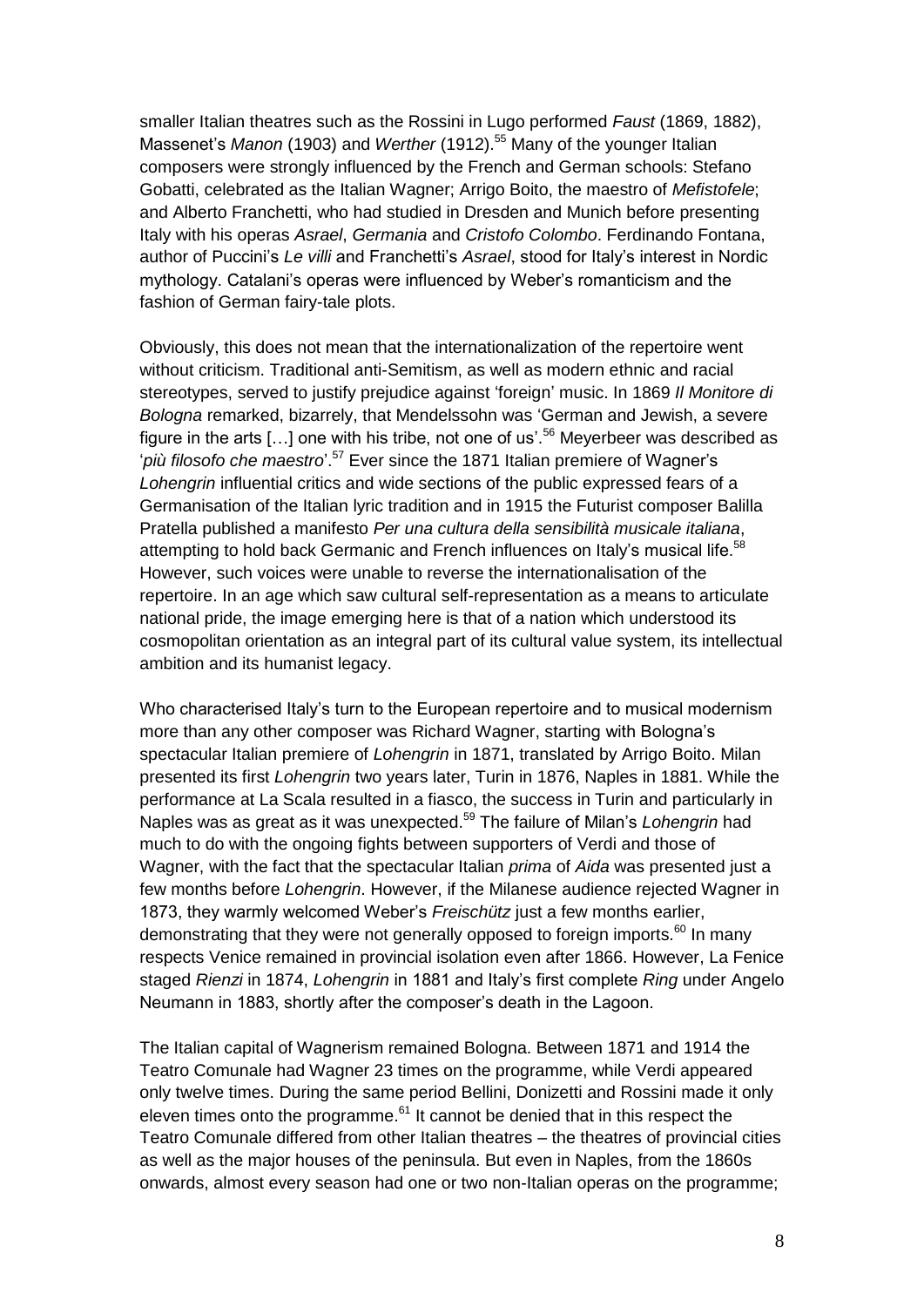smaller Italian theatres such as the Rossini in Lugo performed *Faust* (1869, 1882), Massenet's *Manon* (1903) and *Werther* (1912).[55] Many of the younger Italian composers were strongly influenced by the French and German schools: Stefano Gobatti, celebrated as the Italian Wagner; Arrigo Boito, the maestro of *Mefistofele*; and Alberto Franchetti, who had studied in Dresden and Munich before presenting Italy with his operas *Asrael*, *Germania* and *Cristofo Colombo*. Ferdinando Fontana, author of Puccini's *Le villi* and Franchetti's *Asrael*, stood for Italy's interest in Nordic mythology. Catalani's operas were influenced by Weber's romanticism and the fashion of German fairy-tale plots.

Obviously, this does not mean that the internationalization of the repertoire went without criticism. Traditional anti-Semitism, as well as modern ethnic and racial stereotypes, served to justify prejudice against 'foreign' music. In 1869 *Il Monitore di Bologna* remarked, bizarrely, that Mendelssohn was 'German and Jewish, a severe figure in the arts […] one with his tribe, not one of us'.[56] Meyerbeer was described as '*più filosofo che maestro*'.[57] Ever since the 1871 Italian premiere of Wagner's *Lohengrin* influential critics and wide sections of the public expressed fears of a Germanisation of the Italian lyric tradition and in 1915 the Futurist composer Balilla Pratella published a manifesto *Per una cultura della sensibilità musicale italiana*, attempting to hold back Germanic and French influences on Italy's musical life.[58] However, such voices were unable to reverse the internationalisation of the repertoire. In an age which saw cultural self-representation as a means to articulate national pride, the image emerging here is that of a nation which understood its cosmopolitan orientation as an integral part of its cultural value system, its intellectual ambition and its humanist legacy.

Who characterised Italy's turn to the European repertoire and to musical modernism more than any other composer was Richard Wagner, starting with Bologna's spectacular Italian premiere of *Lohengrin* in 1871, translated by Arrigo Boito. Milan presented its first *Lohengrin* two years later, Turin in 1876, Naples in 1881. While the performance at La Scala resulted in a fiasco, the success in Turin and particularly in Naples was as great as it was unexpected.[59] The failure of Milan's *Lohengrin* had much to do with the ongoing fights between supporters of Verdi and those of Wagner, with the fact that the spectacular Italian *prima* of *Aida* was presented just a few months before *Lohengrin*. However, if the Milanese audience rejected Wagner in 1873, they warmly welcomed Weber's *Freischütz* just a few months earlier, demonstrating that they were not generally opposed to foreign imports.[60] In many respects Venice remained in provincial isolation even after 1866. However, La Fenice staged *Rienzi* in 1874, *Lohengrin* in 1881 and Italy's first complete *Ring* under Angelo Neumann in 1883, shortly after the composer's death in the Lagoon.

The Italian capital of Wagnerism remained Bologna. Between 1871 and 1914 the Teatro Comunale had Wagner 23 times on the programme, while Verdi appeared only twelve times. During the same period Bellini, Donizetti and Rossini made it only eleven times onto the programme.[61] It cannot be denied that in this respect the Teatro Comunale differed from other Italian theatres – the theatres of provincial cities as well as the major houses of the peninsula. But even in Naples, from the 1860s onwards, almost every season had one or two non-Italian operas on the programme;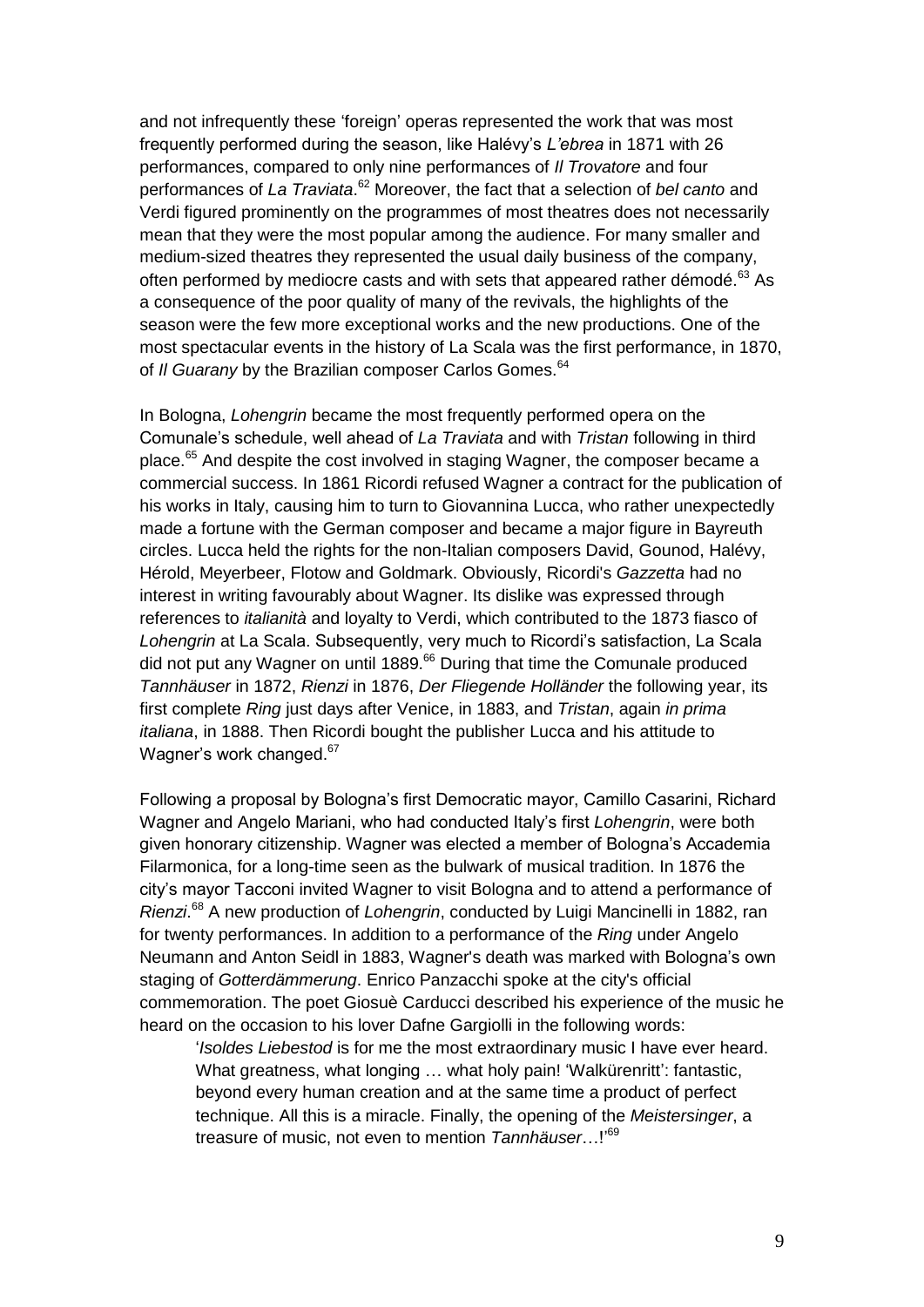and not infrequently these 'foreign' operas represented the work that was most frequently performed during the season, like Halévy's *L'ebrea* in 1871 with 26 performances, compared to only nine performances of *Il Trovatore* and four performances of *La Traviata*.[62] Moreover, the fact that a selection of *bel canto* and Verdi figured prominently on the programmes of most theatres does not necessarily mean that they were the most popular among the audience. For many smaller and medium-sized theatres they represented the usual daily business of the company, often performed by mediocre casts and with sets that appeared rather démodé.[63] As a consequence of the poor quality of many of the revivals, the highlights of the season were the few more exceptional works and the new productions. One of the most spectacular events in the history of La Scala was the first performance, in 1870, of *Il Guarany* by the Brazilian composer Carlos Gomes.[64]

In Bologna, *Lohengrin* became the most frequently performed opera on the Comunale's schedule, well ahead of *La Traviata* and with *Tristan* following in third place.[65] And despite the cost involved in staging Wagner, the composer became a commercial success. In 1861 Ricordi refused Wagner a contract for the publication of his works in Italy, causing him to turn to Giovannina Lucca, who rather unexpectedly made a fortune with the German composer and became a major figure in Bayreuth circles. Lucca held the rights for the non-Italian composers David, Gounod, Halévy, Hérold, Meyerbeer, Flotow and Goldmark. Obviously, Ricordi's *Gazzetta* had no interest in writing favourably about Wagner. Its dislike was expressed through references to *italianità* and loyalty to Verdi, which contributed to the 1873 fiasco of *Lohengrin* at La Scala. Subsequently, very much to Ricordi's satisfaction, La Scala did not put any Wagner on until 1889.[66] During that time the Comunale produced *Tannhäuser* in 1872, *Rienzi* in 1876, *Der Fliegende Holländer* the following year, its first complete *Ring* just days after Venice, in 1883, and *Tristan*, again *in prima italiana*, in 1888. Then Ricordi bought the publisher Lucca and his attitude to Wagner's work changed.[67]

Following a proposal by Bologna's first Democratic mayor, Camillo Casarini, Richard Wagner and Angelo Mariani, who had conducted Italy's first *Lohengrin*, were both given honorary citizenship. Wagner was elected a member of Bologna's Accademia Filarmonica, for a long-time seen as the bulwark of musical tradition. In 1876 the city's mayor Tacconi invited Wagner to visit Bologna and to attend a performance of *Rienzi*.[68] A new production of *Lohengrin*, conducted by Luigi Mancinelli in 1882, ran for twenty performances. In addition to a performance of the *Ring* under Angelo Neumann and Anton Seidl in 1883, Wagner's death was marked with Bologna's own staging of *Gotterdämmerung*. Enrico Panzacchi spoke at the city's official commemoration. The poet Giosuè Carducci described his experience of the music he heard on the occasion to his lover Dafne Gargiolli in the following words:

> '*Isoldes Liebestod* is for me the most extraordinary music I have ever heard. What greatness, what longing … what holy pain! 'Walkürenritt': fantastic, beyond every human creation and at the same time a product of perfect technique. All this is a miracle. Finally, the opening of the *Meistersinger*, a treasure of music, not even to mention *Tannhäuser*…!'[69]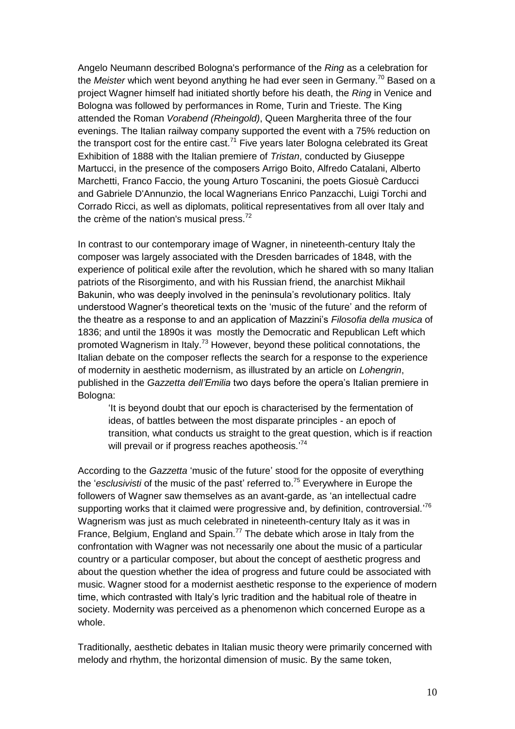Angelo Neumann described Bologna's performance of the *Ring* as a celebration for the *Meister* which went beyond anything he had ever seen in Germany.[70] Based on a project Wagner himself had initiated shortly before his death, the *Ring* in Venice and Bologna was followed by performances in Rome, Turin and Trieste. The King attended the Roman *Vorabend (Rheingold)*, Queen Margherita three of the four evenings. The Italian railway company supported the event with a 75% reduction on the transport cost for the entire cast.[71] Five years later Bologna celebrated its Great Exhibition of 1888 with the Italian premiere of *Tristan*, conducted by Giuseppe Martucci, in the presence of the composers Arrigo Boito, Alfredo Catalani, Alberto Marchetti, Franco Faccio, the young Arturo Toscanini, the poets Giosuè Carducci and Gabriele D'Annunzio, the local Wagnerians Enrico Panzacchi, Luigi Torchi and Corrado Ricci, as well as diplomats, political representatives from all over Italy and the crème of the nation's musical press.[72]

In contrast to our contemporary image of Wagner, in nineteenth-century Italy the composer was largely associated with the Dresden barricades of 1848, with the experience of political exile after the revolution, which he shared with so many Italian patriots of the Risorgimento, and with his Russian friend, the anarchist Mikhail Bakunin, who was deeply involved in the peninsula's revolutionary politics. Italy understood Wagner's theoretical texts on the 'music of the future' and the reform of the theatre as a response to and an application of Mazzini's *Filosofia della musica* of 1836; and until the 1890s it was mostly the Democratic and Republican Left which promoted Wagnerism in Italy.[73] However, beyond these political connotations, the Italian debate on the composer reflects the search for a response to the experience of modernity in aesthetic modernism, as illustrated by an article on *Lohengrin*, published in the *Gazzetta dell'Emilia* two days before the opera's Italian premiere in Bologna:

> 'It is beyond doubt that our epoch is characterised by the fermentation of ideas, of battles between the most disparate principles - an epoch of transition, what conducts us straight to the great question, which is if reaction will prevail or if progress reaches apotheosis.'[74]

According to the *Gazzetta* 'music of the future' stood for the opposite of everything the '*esclusivisti* of the music of the past' referred to.[75] Everywhere in Europe the followers of Wagner saw themselves as an avant-garde, as 'an intellectual cadre supporting works that it claimed were progressive and, by definition, controversial.'[76] Wagnerism was just as much celebrated in nineteenth-century Italy as it was in France, Belgium, England and Spain.[77] The debate which arose in Italy from the confrontation with Wagner was not necessarily one about the music of a particular country or a particular composer, but about the concept of aesthetic progress and about the question whether the idea of progress and future could be associated with music. Wagner stood for a modernist aesthetic response to the experience of modern time, which contrasted with Italy's lyric tradition and the habitual role of theatre in society. Modernity was perceived as a phenomenon which concerned Europe as a whole.

Traditionally, aesthetic debates in Italian music theory were primarily concerned with melody and rhythm, the horizontal dimension of music. By the same token,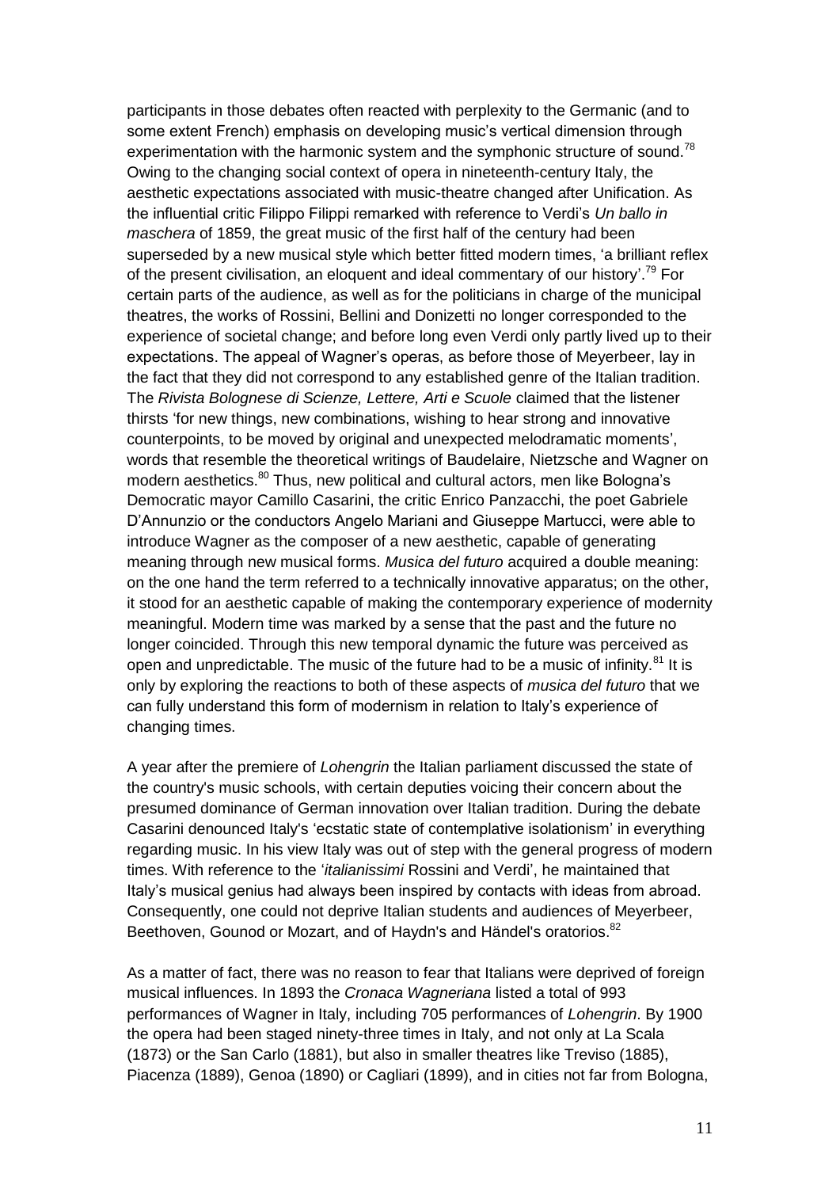participants in those debates often reacted with perplexity to the Germanic (and to some extent French) emphasis on developing music's vertical dimension through experimentation with the harmonic system and the symphonic structure of sound.[78] Owing to the changing social context of opera in nineteenth-century Italy, the aesthetic expectations associated with music-theatre changed after Unification. As the influential critic Filippo Filippi remarked with reference to Verdi's *Un ballo in maschera* of 1859, the great music of the first half of the century had been superseded by a new musical style which better fitted modern times, 'a brilliant reflex of the present civilisation, an eloquent and ideal commentary of our history'.[79] For certain parts of the audience, as well as for the politicians in charge of the municipal theatres, the works of Rossini, Bellini and Donizetti no longer corresponded to the experience of societal change; and before long even Verdi only partly lived up to their expectations. The appeal of Wagner's operas, as before those of Meyerbeer, lay in the fact that they did not correspond to any established genre of the Italian tradition. The *Rivista Bolognese di Scienze, Lettere, Arti e Scuole* claimed that the listener thirsts 'for new things, new combinations, wishing to hear strong and innovative counterpoints, to be moved by original and unexpected melodramatic moments', words that resemble the theoretical writings of Baudelaire, Nietzsche and Wagner on modern aesthetics.[80] Thus, new political and cultural actors, men like Bologna's Democratic mayor Camillo Casarini, the critic Enrico Panzacchi, the poet Gabriele D'Annunzio or the conductors Angelo Mariani and Giuseppe Martucci, were able to introduce Wagner as the composer of a new aesthetic, capable of generating meaning through new musical forms. *Musica del futuro* acquired a double meaning: on the one hand the term referred to a technically innovative apparatus; on the other, it stood for an aesthetic capable of making the contemporary experience of modernity meaningful. Modern time was marked by a sense that the past and the future no longer coincided. Through this new temporal dynamic the future was perceived as open and unpredictable. The music of the future had to be a music of infinity.[81] It is only by exploring the reactions to both of these aspects of *musica del futuro* that we can fully understand this form of modernism in relation to Italy's experience of changing times.

A year after the premiere of *Lohengrin* the Italian parliament discussed the state of the country's music schools, with certain deputies voicing their concern about the presumed dominance of German innovation over Italian tradition. During the debate Casarini denounced Italy's 'ecstatic state of contemplative isolationism' in everything regarding music. In his view Italy was out of step with the general progress of modern times. With reference to the '*italianissimi* Rossini and Verdi', he maintained that Italy's musical genius had always been inspired by contacts with ideas from abroad. Consequently, one could not deprive Italian students and audiences of Meyerbeer, Beethoven, Gounod or Mozart, and of Haydn's and Händel's oratorios.[82]

As a matter of fact, there was no reason to fear that Italians were deprived of foreign musical influences. In 1893 the *Cronaca Wagneriana* listed a total of 993 performances of Wagner in Italy, including 705 performances of *Lohengrin*. By 1900 the opera had been staged ninety-three times in Italy, and not only at La Scala (1873) or the San Carlo (1881), but also in smaller theatres like Treviso (1885), Piacenza (1889), Genoa (1890) or Cagliari (1899), and in cities not far from Bologna,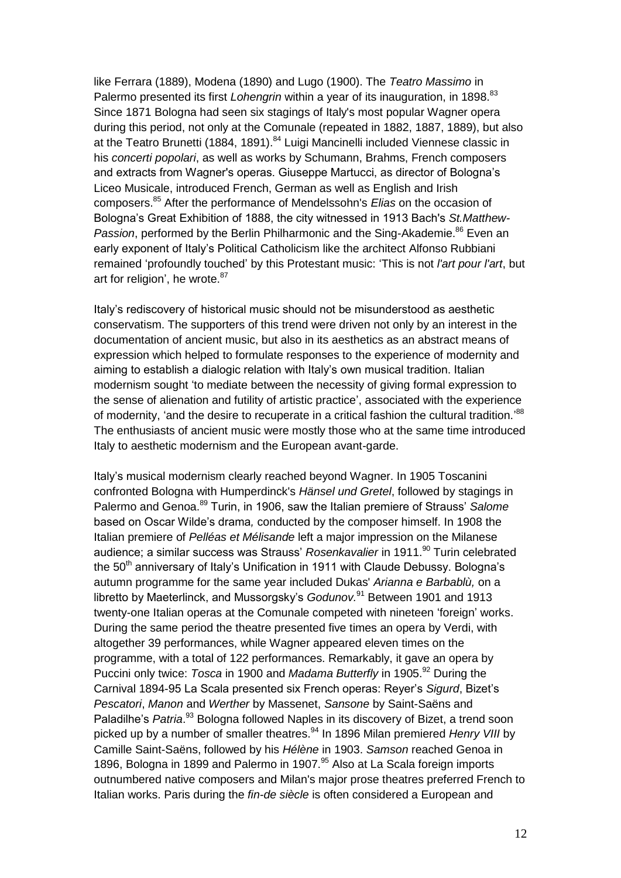like Ferrara (1889), Modena (1890) and Lugo (1900). The *Teatro Massimo* in Palermo presented its first *Lohengrin* within a year of its inauguration, in 1898.[83] Since 1871 Bologna had seen six stagings of Italy's most popular Wagner opera during this period, not only at the Comunale (repeated in 1882, 1887, 1889), but also at the Teatro Brunetti (1884, 1891).[84] Luigi Mancinelli included Viennese classic in his *concerti popolari*, as well as works by Schumann, Brahms, French composers and extracts from Wagner's operas. Giuseppe Martucci, as director of Bologna's Liceo Musicale, introduced French, German as well as English and Irish composers.[85] After the performance of Mendelssohn's *Elias* on the occasion of Bologna's Great Exhibition of 1888, the city witnessed in 1913 Bach's *St.Matthew-Passion*, performed by the Berlin Philharmonic and the Sing-Akademie.[86] Even an early exponent of Italy's Political Catholicism like the architect Alfonso Rubbiani remained 'profoundly touched' by this Protestant music: 'This is not *l'art pour l'art*, but art for religion', he wrote.[87]

Italy's rediscovery of historical music should not be misunderstood as aesthetic conservatism. The supporters of this trend were driven not only by an interest in the documentation of ancient music, but also in its aesthetics as an abstract means of expression which helped to formulate responses to the experience of modernity and aiming to establish a dialogic relation with Italy's own musical tradition. Italian modernism sought 'to mediate between the necessity of giving formal expression to the sense of alienation and futility of artistic practice', associated with the experience of modernity, 'and the desire to recuperate in a critical fashion the cultural tradition.'[88] The enthusiasts of ancient music were mostly those who at the same time introduced Italy to aesthetic modernism and the European avant-garde.

Italy's musical modernism clearly reached beyond Wagner. In 1905 Toscanini confronted Bologna with Humperdinck's *Hänsel und Gretel*, followed by stagings in Palermo and Genoa.[89] Turin, in 1906, saw the Italian premiere of Strauss' *Salome* based on Oscar Wilde's drama, conducted by the composer himself. In 1908 the Italian premiere of *Pelléas et Mélisande* left a major impression on the Milanese audience; a similar success was Strauss' *Rosenkavalier* in 1911.[90] Turin celebrated the 50th anniversary of Italy's Unification in 1911 with Claude Debussy. Bologna's autumn programme for the same year included Dukas' *Arianna e Barbablù,* on a libretto by Maeterlinck, and Mussorgsky's *Godunov.*[91] Between 1901 and 1913 twenty-one Italian operas at the Comunale competed with nineteen 'foreign' works. During the same period the theatre presented five times an opera by Verdi, with altogether 39 performances, while Wagner appeared eleven times on the programme, with a total of 122 performances. Remarkably, it gave an opera by Puccini only twice: *Tosca* in 1900 and *Madama Butterfly* in 1905.[92] During the Carnival 1894-95 La Scala presented six French operas: Reyer's *Sigurd*, Bizet's *Pescatori*, *Manon* and *Werther* by Massenet, *Sansone* by Saint-Saëns and Paladilhe's *Patria*.[93] Bologna followed Naples in its discovery of Bizet, a trend soon picked up by a number of smaller theatres.[94] In 1896 Milan premiered *Henry VIII* by Camille Saint-Saëns, followed by his *Hélène* in 1903. *Samson* reached Genoa in 1896, Bologna in 1899 and Palermo in 1907.[95] Also at La Scala foreign imports outnumbered native composers and Milan's major prose theatres preferred French to Italian works. Paris during the *fin-de siècle* is often considered a European and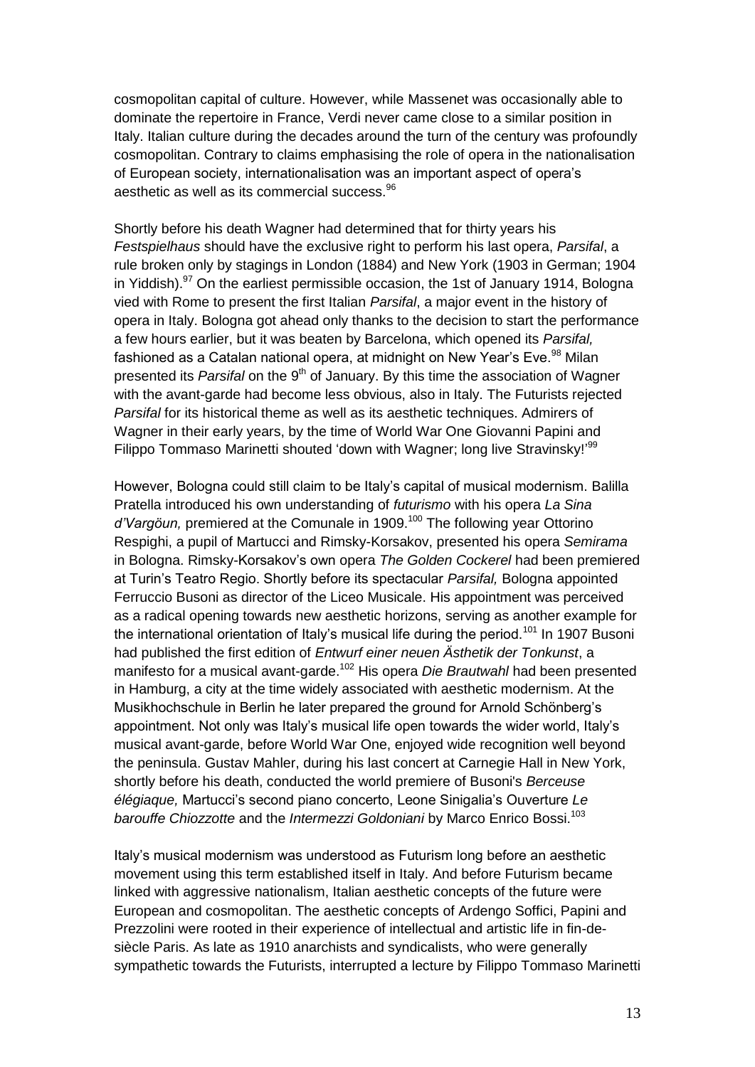cosmopolitan capital of culture. However, while Massenet was occasionally able to dominate the repertoire in France, Verdi never came close to a similar position in Italy. Italian culture during the decades around the turn of the century was profoundly cosmopolitan. Contrary to claims emphasising the role of opera in the nationalisation of European society, internationalisation was an important aspect of opera's aesthetic as well as its commercial success.[96]

Shortly before his death Wagner had determined that for thirty years his *Festspielhaus* should have the exclusive right to perform his last opera, *Parsifal*, a rule broken only by stagings in London (1884) and New York (1903 in German; 1904 in Yiddish).[97] On the earliest permissible occasion, the 1st of January 1914, Bologna vied with Rome to present the first Italian *Parsifal*, a major event in the history of opera in Italy. Bologna got ahead only thanks to the decision to start the performance a few hours earlier, but it was beaten by Barcelona, which opened its *Parsifal,* fashioned as a Catalan national opera, at midnight on New Year's Eve.[98] Milan presented its *Parsifal* on the 9th of January. By this time the association of Wagner with the avant-garde had become less obvious, also in Italy. The Futurists rejected *Parsifal* for its historical theme as well as its aesthetic techniques. Admirers of Wagner in their early years, by the time of World War One Giovanni Papini and Filippo Tommaso Marinetti shouted 'down with Wagner; long live Stravinsky!'[99]

However, Bologna could still claim to be Italy's capital of musical modernism. Balilla Pratella introduced his own understanding of *futurismo* with his opera *La Sina d'Vargöun,* premiered at the Comunale in 1909.[100] The following year Ottorino Respighi, a pupil of Martucci and Rimsky-Korsakov, presented his opera *Semirama* in Bologna. Rimsky-Korsakov's own opera *The Golden Cockerel* had been premiered at Turin's Teatro Regio. Shortly before its spectacular *Parsifal,* Bologna appointed Ferruccio Busoni as director of the Liceo Musicale. His appointment was perceived as a radical opening towards new aesthetic horizons, serving as another example for the international orientation of Italy's musical life during the period.[101] In 1907 Busoni had published the first edition of *Entwurf einer neuen Ästhetik der Tonkunst*, a manifesto for a musical avant-garde.[102] His opera *Die Brautwahl* had been presented in Hamburg, a city at the time widely associated with aesthetic modernism. At the Musikhochschule in Berlin he later prepared the ground for Arnold Schönberg's appointment. Not only was Italy's musical life open towards the wider world, Italy's musical avant-garde, before World War One, enjoyed wide recognition well beyond the peninsula. Gustav Mahler, during his last concert at Carnegie Hall in New York, shortly before his death, conducted the world premiere of Busoni's *Berceuse élégiaque,* Martucci's second piano concerto, Leone Sinigalia's Ouverture *Le barouffe Chiozzotte* and the *Intermezzi Goldoniani* by Marco Enrico Bossi.[103]

Italy's musical modernism was understood as Futurism long before an aesthetic movement using this term established itself in Italy. And before Futurism became linked with aggressive nationalism, Italian aesthetic concepts of the future were European and cosmopolitan. The aesthetic concepts of Ardengo Soffici, Papini and Prezzolini were rooted in their experience of intellectual and artistic life in fin-de-siècle Paris. As late as 1910 anarchists and syndicalists, who were generally sympathetic towards the Futurists, interrupted a lecture by Filippo Tommaso Marinetti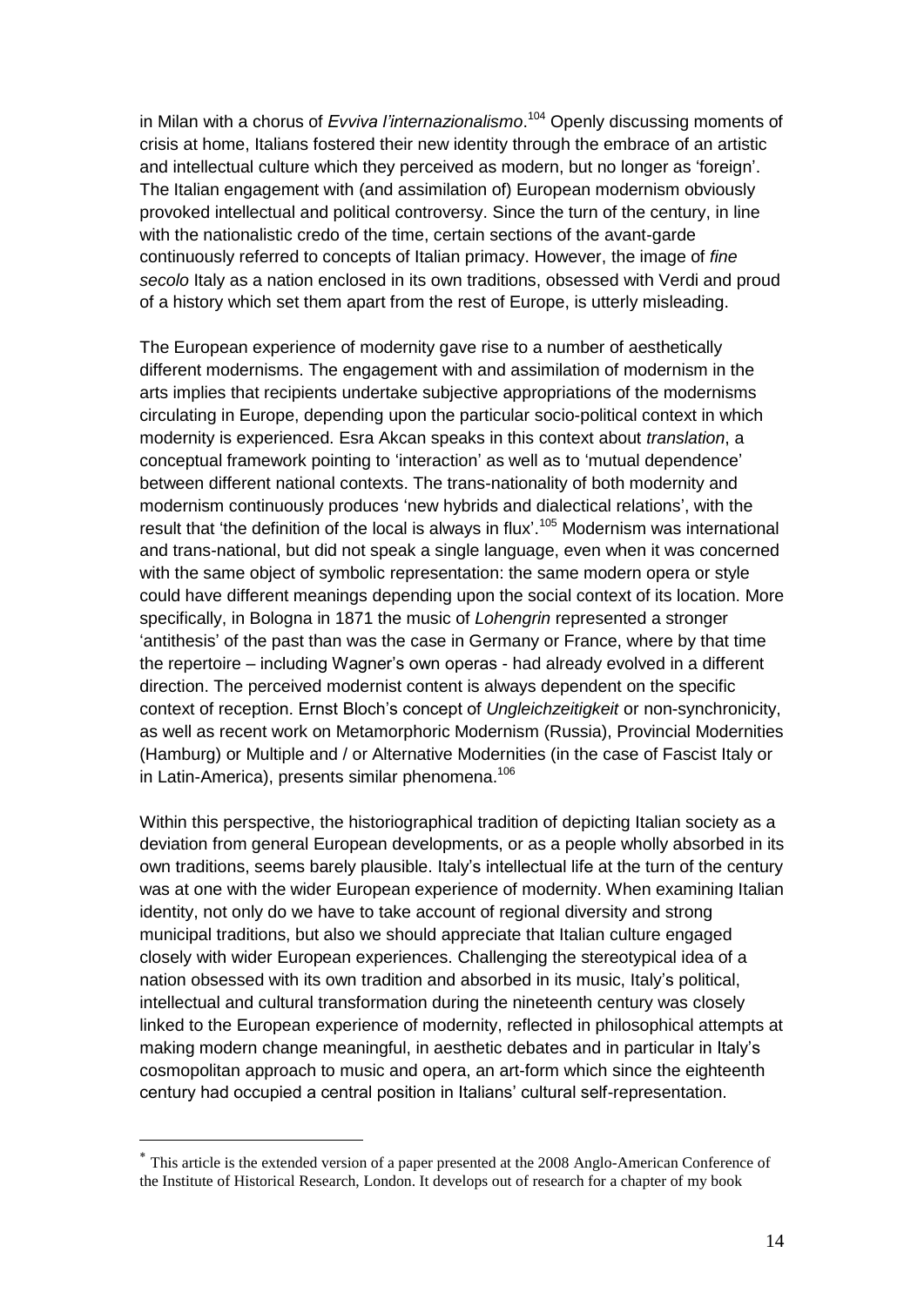in Milan with a chorus of *Evviva l'internazionalismo*.[104] Openly discussing moments of crisis at home, Italians fostered their new identity through the embrace of an artistic and intellectual culture which they perceived as modern, but no longer as 'foreign'. The Italian engagement with (and assimilation of) European modernism obviously provoked intellectual and political controversy. Since the turn of the century, in line with the nationalistic credo of the time, certain sections of the avant-garde continuously referred to concepts of Italian primacy. However, the image of *fine secolo* Italy as a nation enclosed in its own traditions, obsessed with Verdi and proud of a history which set them apart from the rest of Europe, is utterly misleading.

The European experience of modernity gave rise to a number of aesthetically different modernisms. The engagement with and assimilation of modernism in the arts implies that recipients undertake subjective appropriations of the modernisms circulating in Europe, depending upon the particular socio-political context in which modernity is experienced. Esra Akcan speaks in this context about *translation*, a conceptual framework pointing to 'interaction' as well as to 'mutual dependence' between different national contexts. The trans-nationality of both modernity and modernism continuously produces 'new hybrids and dialectical relations', with the result that 'the definition of the local is always in flux'.[105] Modernism was international and trans-national, but did not speak a single language, even when it was concerned with the same object of symbolic representation: the same modern opera or style could have different meanings depending upon the social context of its location. More specifically, in Bologna in 1871 the music of *Lohengrin* represented a stronger 'antithesis' of the past than was the case in Germany or France, where by that time the repertoire – including Wagner's own operas - had already evolved in a different direction. The perceived modernist content is always dependent on the specific context of reception. Ernst Bloch's concept of *Ungleichzeitigkeit* or non-synchronicity, as well as recent work on Metamorphoric Modernism (Russia), Provincial Modernities (Hamburg) or Multiple and / or Alternative Modernities (in the case of Fascist Italy or in Latin-America), presents similar phenomena.[106]

Within this perspective, the historiographical tradition of depicting Italian society as a deviation from general European developments, or as a people wholly absorbed in its own traditions, seems barely plausible. Italy's intellectual life at the turn of the century was at one with the wider European experience of modernity. When examining Italian identity, not only do we have to take account of regional diversity and strong municipal traditions, but also we should appreciate that Italian culture engaged closely with wider European experiences. Challenging the stereotypical idea of a nation obsessed with its own tradition and absorbed in its music, Italy's political, intellectual and cultural transformation during the nineteenth century was closely linked to the European experience of modernity, reflected in philosophical attempts at making modern change meaningful, in aesthetic debates and in particular in Italy's cosmopolitan approach to music and opera, an art-form which since the eighteenth century had occupied a central position in Italians' cultural self-representation.

---

[*] This article is the extended version of a paper presented at the 2008 Anglo-American Conference of the Institute of Historical Research, London. It develops out of research for a chapter of my book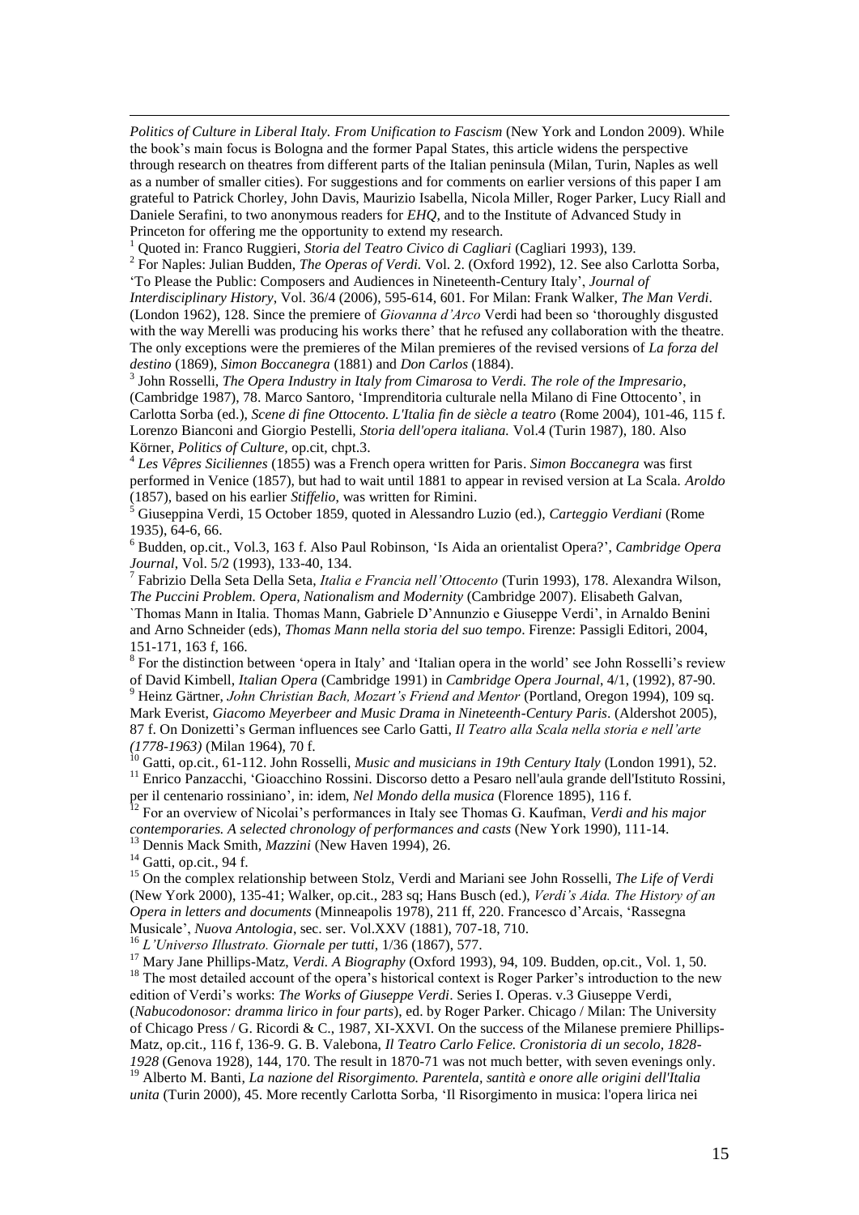*Politics of Culture in Liberal Italy. From Unification to Fascism* (New York and London 2009). While the book's main focus is Bologna and the former Papal States, this article widens the perspective through research on theatres from different parts of the Italian peninsula (Milan, Turin, Naples as well as a number of smaller cities). For suggestions and for comments on earlier versions of this paper I am grateful to Patrick Chorley, John Davis, Maurizio Isabella, Nicola Miller, Roger Parker, Lucy Riall and Daniele Serafini, to two anonymous readers for *EHQ*, and to the Institute of Advanced Study in Princeton for offering me the opportunity to extend my research.

[1] Quoted in: Franco Ruggieri, *Storia del Teatro Civico di Cagliari* (Cagliari 1993), 139.

[2] For Naples: Julian Budden, *The Operas of Verdi.* Vol. 2. (Oxford 1992), 12. See also Carlotta Sorba, 'To Please the Public: Composers and Audiences in Nineteenth-Century Italy', *Journal of Interdisciplinary History*, Vol. 36/4 (2006), 595-614, 601. For Milan: Frank Walker, *The Man Verdi*. (London 1962), 128. Since the premiere of *Giovanna d'Arco* Verdi had been so 'thoroughly disgusted with the way Merelli was producing his works there' that he refused any collaboration with the theatre. The only exceptions were the premieres of the Milan premieres of the revised versions of *La forza del destino* (1869), *Simon Boccanegra* (1881) and *Don Carlos* (1884).

[3] John Rosselli, *The Opera Industry in Italy from Cimarosa to Verdi. The role of the Impresario*, (Cambridge 1987), 78. Marco Santoro, 'Imprenditoria culturale nella Milano di Fine Ottocento', in Carlotta Sorba (ed.), *Scene di fine Ottocento. L'Italia fin de siècle a teatro* (Rome 2004), 101-46, 115 f. Lorenzo Bianconi and Giorgio Pestelli, *Storia dell'opera italiana.* Vol.4 (Turin 1987), 180. Also Körner, *Politics of Culture,* op.cit, chpt.3.

[4] *Les Vêpres Siciliennes* (1855) was a French opera written for Paris. *Simon Boccanegra* was first performed in Venice (1857), but had to wait until 1881 to appear in revised version at La Scala. *Aroldo* (1857), based on his earlier *Stiffelio*, was written for Rimini.

[5] Giuseppina Verdi, 15 October 1859, quoted in Alessandro Luzio (ed.), *Carteggio Verdiani* (Rome 1935), 64-6, 66.

[6] Budden, op.cit., Vol.3, 163 f. Also Paul Robinson, 'Is Aida an orientalist Opera?', *Cambridge Opera Journal*, Vol. 5/2 (1993), 133-40, 134.

[7] Fabrizio Della Seta Della Seta, *Italia e Francia nell'Ottocento* (Turin 1993), 178. Alexandra Wilson, *The Puccini Problem. Opera, Nationalism and Modernity* (Cambridge 2007). Elisabeth Galvan, `Thomas Mann in Italia. Thomas Mann, Gabriele D'Annunzio e Giuseppe Verdi', in Arnaldo Benini and Arno Schneider (eds), *Thomas Mann nella storia del suo tempo*. Firenze: Passigli Editori, 2004, 151-171, 163 f, 166.

[8] For the distinction between 'opera in Italy' and 'Italian opera in the world' see John Rosselli's review of David Kimbell, *Italian Opera* (Cambridge 1991) in *Cambridge Opera Journal*, 4/1, (1992), 87-90.

[9] Heinz Gärtner, *John Christian Bach, Mozart's Friend and Mentor* (Portland, Oregon 1994), 109 sq. Mark Everist, *Giacomo Meyerbeer and Music Drama in Nineteenth-Century Paris*. (Aldershot 2005), 87 f. On Donizetti's German influences see Carlo Gatti, *Il Teatro alla Scala nella storia e nell'arte (1778-1963)* (Milan 1964), 70 f.

[10] Gatti, op.cit., 61-112. John Rosselli, *Music and musicians in 19th Century Italy* (London 1991), 52.

[11] Enrico Panzacchi, 'Gioacchino Rossini. Discorso detto a Pesaro nell'aula grande dell'Istituto Rossini, per il centenario rossiniano', in: idem, *Nel Mondo della musica* (Florence 1895), 116 f.

[12] For an overview of Nicolai's performances in Italy see Thomas G. Kaufman, *Verdi and his major contemporaries. A selected chronology of performances and casts* (New York 1990), 111-14.

[13] Dennis Mack Smith, *Mazzini* (New Haven 1994), 26.

[14] Gatti, op.cit., 94 f.

[15] On the complex relationship between Stolz, Verdi and Mariani see John Rosselli, *The Life of Verdi* (New York 2000), 135-41; Walker, op.cit., 283 sq; Hans Busch (ed.), *Verdi's Aida. The History of an Opera in letters and documents* (Minneapolis 1978), 211 ff, 220. Francesco d'Arcais, 'Rassegna Musicale', *Nuova Antologia*, sec. ser. Vol.XXV (1881), 707-18, 710.

[16] *L'Universo Illustrato. Giornale per tutti*, 1/36 (1867), 577.

[17] Mary Jane Phillips-Matz, *Verdi. A Biography* (Oxford 1993), 94, 109. Budden, op.cit., Vol. 1, 50.

[18] The most detailed account of the opera's historical context is Roger Parker's introduction to the new edition of Verdi's works: *The Works of Giuseppe Verdi*. Series I. Operas. v.3 Giuseppe Verdi, (*Nabucodonosor: dramma lirico in four parts*), ed. by Roger Parker. Chicago / Milan: The University of Chicago Press / G. Ricordi & C., 1987, XI-XXVI. On the success of the Milanese premiere Phillips-Matz, op.cit., 116 f, 136-9. G. B. Valebona, *Il Teatro Carlo Felice. Cronistoria di un secolo, 1828-1928* (Genova 1928), 144, 170. The result in 1870-71 was not much better, with seven evenings only.

[19] Alberto M. Banti, *La nazione del Risorgimento. Parentela, santità e onore alle origini dell'Italia unita* (Turin 2000), 45. More recently Carlotta Sorba, 'Il Risorgimento in musica: l'opera lirica nei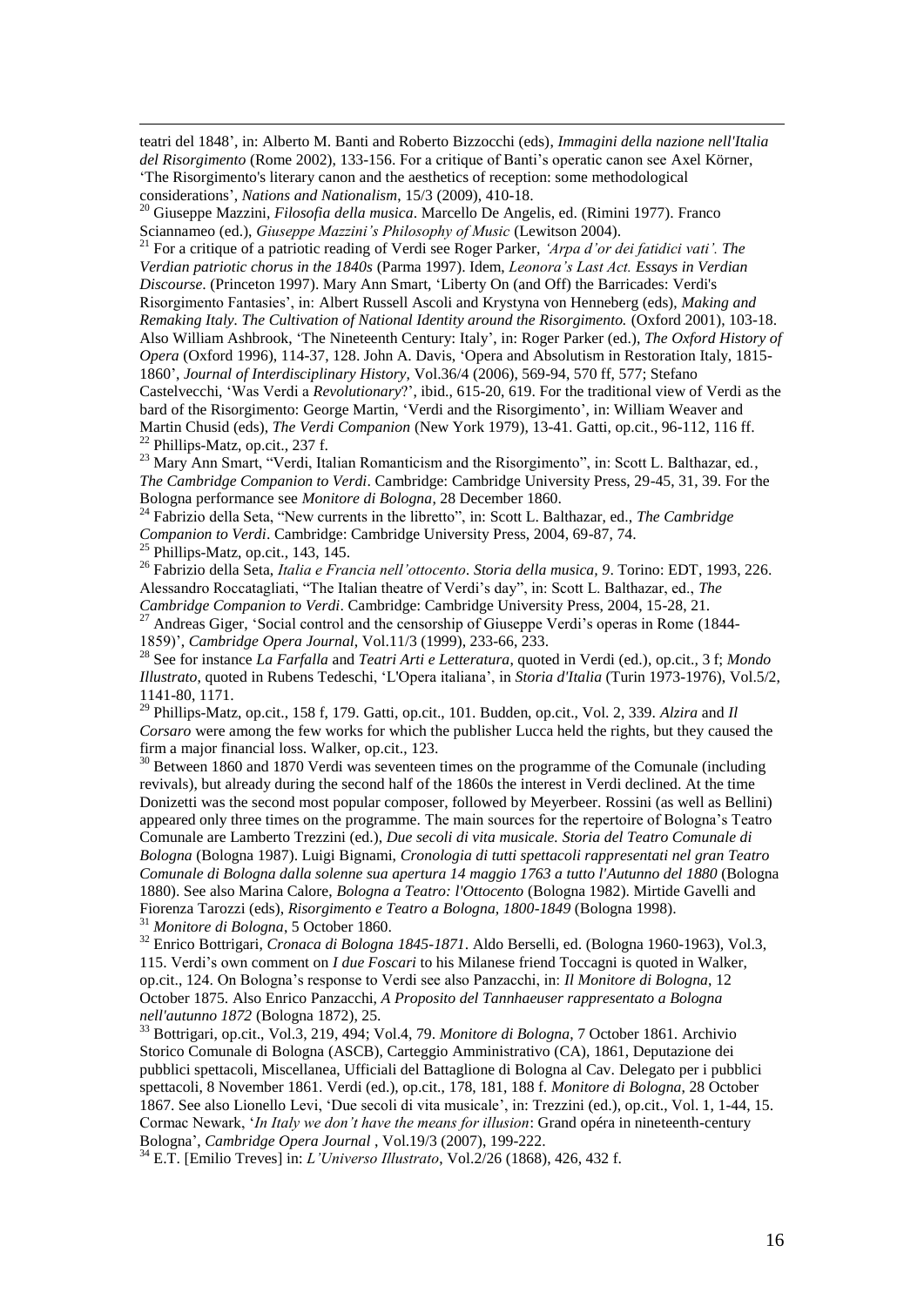teatri del 1848', in: Alberto M. Banti and Roberto Bizzocchi (eds), *Immagini della nazione nell'Italia del Risorgimento* (Rome 2002), 133-156. For a critique of Banti's operatic canon see Axel Körner, 'The Risorgimento's literary canon and the aesthetics of reception: some methodological considerations', *Nations and Nationalism*, 15/3 (2009), 410-18.

[20] Giuseppe Mazzini, *Filosofia della musica*. Marcello De Angelis, ed. (Rimini 1977). Franco Sciannameo (ed.), *Giuseppe Mazzini's Philosophy of Music* (Lewitson 2004).

[21] For a critique of a patriotic reading of Verdi see Roger Parker, *'Arpa d'or dei fatidici vati'. The Verdian patriotic chorus in the 1840s* (Parma 1997). Idem, *Leonora's Last Act. Essays in Verdian Discourse*. (Princeton 1997). Mary Ann Smart, 'Liberty On (and Off) the Barricades: Verdi's Risorgimento Fantasies', in: Albert Russell Ascoli and Krystyna von Henneberg (eds), *Making and Remaking Italy. The Cultivation of National Identity around the Risorgimento.* (Oxford 2001), 103-18. Also William Ashbrook, 'The Nineteenth Century: Italy', in: Roger Parker (ed.), *The Oxford History of Opera* (Oxford 1996), 114-37, 128. John A. Davis, 'Opera and Absolutism in Restoration Italy, 1815-1860', *Journal of Interdisciplinary History*, Vol.36/4 (2006), 569-94, 570 ff, 577; Stefano Castelvecchi, 'Was Verdi a *Revolutionary*?', ibid., 615-20, 619. For the traditional view of Verdi as the bard of the Risorgimento: George Martin, 'Verdi and the Risorgimento', in: William Weaver and Martin Chusid (eds), *The Verdi Companion* (New York 1979), 13-41. Gatti, op.cit., 96-112, 116 ff.

[22] Phillips-Matz, op.cit., 237 f.

[23] Mary Ann Smart, "Verdi, Italian Romanticism and the Risorgimento", in: Scott L. Balthazar, ed., *The Cambridge Companion to Verdi*. Cambridge: Cambridge University Press, 29-45, 31, 39. For the Bologna performance see *Monitore di Bologna*, 28 December 1860.

[24] Fabrizio della Seta, "New currents in the libretto", in: Scott L. Balthazar, ed., *The Cambridge Companion to Verdi*. Cambridge: Cambridge University Press, 2004, 69-87, 74.

[25] Phillips-Matz, op.cit., 143, 145.

[26] Fabrizio della Seta, *Italia e Francia nell'ottocento*. *Storia della musica, 9*. Torino: EDT, 1993, 226. Alessandro Roccatagliati, "The Italian theatre of Verdi's day", in: Scott L. Balthazar, ed., *The Cambridge Companion to Verdi*. Cambridge: Cambridge University Press, 2004, 15-28, 21.

[27] Andreas Giger, 'Social control and the censorship of Giuseppe Verdi's operas in Rome (1844-1859)', *Cambridge Opera Journal*, Vol.11/3 (1999), 233-66, 233.

[28] See for instance *La Farfalla* and *Teatri Arti e Letteratura*, quoted in Verdi (ed.), op.cit., 3 f; *Mondo Illustrato*, quoted in Rubens Tedeschi, 'L'Opera italiana', in *Storia d'Italia* (Turin 1973-1976), Vol.5/2, 1141-80, 1171.

[29] Phillips-Matz, op.cit., 158 f, 179. Gatti, op.cit., 101. Budden, op.cit., Vol. 2, 339. *Alzira* and *Il Corsaro* were among the few works for which the publisher Lucca held the rights, but they caused the firm a major financial loss. Walker, op.cit., 123.

[30] Between 1860 and 1870 Verdi was seventeen times on the programme of the Comunale (including revivals), but already during the second half of the 1860s the interest in Verdi declined. At the time Donizetti was the second most popular composer, followed by Meyerbeer. Rossini (as well as Bellini) appeared only three times on the programme. The main sources for the repertoire of Bologna's Teatro Comunale are Lamberto Trezzini (ed.), *Due secoli di vita musicale. Storia del Teatro Comunale di Bologna* (Bologna 1987). Luigi Bignami, *Cronologia di tutti spettacoli rappresentati nel gran Teatro Comunale di Bologna dalla solenne sua apertura 14 maggio 1763 a tutto l'Autunno del 1880* (Bologna 1880). See also Marina Calore, *Bologna a Teatro: l'Ottocento* (Bologna 1982). Mirtide Gavelli and Fiorenza Tarozzi (eds), *Risorgimento e Teatro a Bologna, 1800-1849* (Bologna 1998).

[31] *Monitore di Bologna*, 5 October 1860.

[32] Enrico Bottrigari, *Cronaca di Bologna 1845-1871*. Aldo Berselli, ed. (Bologna 1960-1963), Vol.3, 115. Verdi's own comment on *I due Foscari* to his Milanese friend Toccagni is quoted in Walker, op.cit., 124. On Bologna's response to Verdi see also Panzacchi, in: *Il Monitore di Bologna*, 12 October 1875. Also Enrico Panzacchi, *A Proposito del Tannhaeuser rappresentato a Bologna nell'autunno 1872* (Bologna 1872), 25.

[33] Bottrigari, op.cit., Vol.3, 219, 494; Vol.4, 79. *Monitore di Bologna*, 7 October 1861. Archivio Storico Comunale di Bologna (ASCB), Carteggio Amministrativo (CA), 1861, Deputazione dei pubblici spettacoli, Miscellanea, Ufficiali del Battaglione di Bologna al Cav. Delegato per i pubblici spettacoli, 8 November 1861. Verdi (ed.), op.cit., 178, 181, 188 f. *Monitore di Bologna*, 28 October 1867. See also Lionello Levi, 'Due secoli di vita musicale', in: Trezzini (ed.), op.cit., Vol. 1, 1-44, 15. Cormac Newark, '*In Italy we don't have the means for illusion*: Grand opéra in nineteenth-century Bologna', *Cambridge Opera Journal* , Vol.19/3 (2007), 199-222.

[34] E.T. [Emilio Treves] in: *L'Universo Illustrato*, Vol.2/26 (1868), 426, 432 f.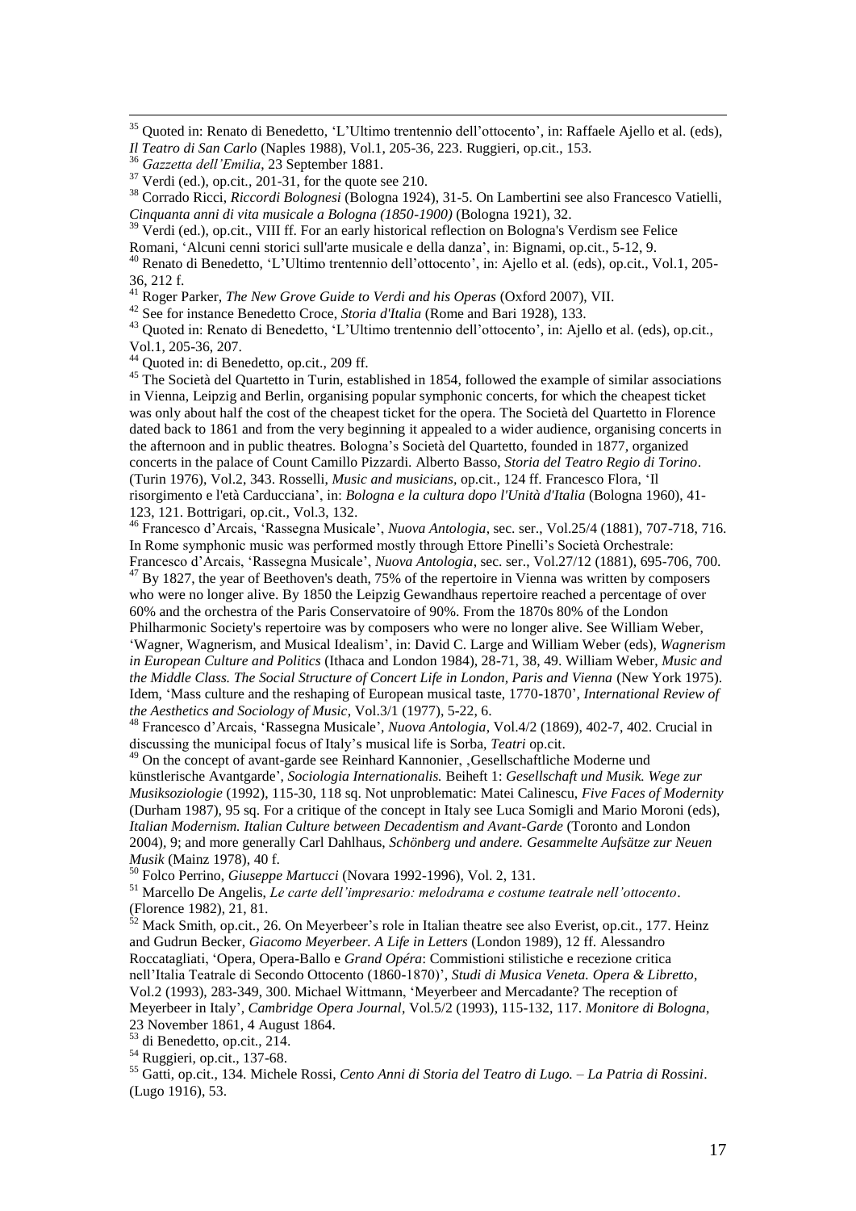[35] Quoted in: Renato di Benedetto, 'L'Ultimo trentennio dell'ottocento', in: Raffaele Ajello et al. (eds), *Il Teatro di San Carlo* (Naples 1988), Vol.1, 205-36, 223. Ruggieri, op.cit., 153.

[36] *Gazzetta dell'Emilia*, 23 September 1881.

[37] Verdi (ed.), op.cit., 201-31, for the quote see 210.

[38] Corrado Ricci, *Riccordi Bolognesi* (Bologna 1924), 31-5. On Lambertini see also Francesco Vatielli, *Cinquanta anni di vita musicale a Bologna (1850-1900)* (Bologna 1921), 32.

[39] Verdi (ed.), op.cit., VIII ff. For an early historical reflection on Bologna's Verdism see Felice Romani, 'Alcuni cenni storici sull'arte musicale e della danza', in: Bignami, op.cit., 5-12, 9.

[40] Renato di Benedetto, 'L'Ultimo trentennio dell'ottocento', in: Ajello et al. (eds), op.cit., Vol.1, 205-36, 212 f.

[41] Roger Parker, *The New Grove Guide to Verdi and his Operas* (Oxford 2007), VII.

[42] See for instance Benedetto Croce, *Storia d'Italia* (Rome and Bari 1928), 133.

[43] Quoted in: Renato di Benedetto, 'L'Ultimo trentennio dell'ottocento', in: Ajello et al. (eds), op.cit., Vol.1, 205-36, 207.

[44] Quoted in: di Benedetto, op.cit., 209 ff.

[45] The Società del Quartetto in Turin, established in 1854, followed the example of similar associations in Vienna, Leipzig and Berlin, organising popular symphonic concerts, for which the cheapest ticket was only about half the cost of the cheapest ticket for the opera. The Società del Quartetto in Florence dated back to 1861 and from the very beginning it appealed to a wider audience, organising concerts in the afternoon and in public theatres. Bologna's Società del Quartetto, founded in 1877, organized concerts in the palace of Count Camillo Pizzardi. Alberto Basso, *Storia del Teatro Regio di Torino*. (Turin 1976), Vol.2, 343. Rosselli, *Music and musicians*, op.cit., 124 ff. Francesco Flora, 'Il risorgimento e l'età Carducciana', in: *Bologna e la cultura dopo l'Unità d'Italia* (Bologna 1960), 41-123, 121. Bottrigari, op.cit., Vol.3, 132.

[46] Francesco d'Arcais, 'Rassegna Musicale', *Nuova Antologia*, sec. ser., Vol.25/4 (1881), 707-718, 716. In Rome symphonic music was performed mostly through Ettore Pinelli's Società Orchestrale: Francesco d'Arcais, 'Rassegna Musicale', *Nuova Antologia*, sec. ser., Vol.27/12 (1881), 695-706, 700.

[47] By 1827, the year of Beethoven's death, 75% of the repertoire in Vienna was written by composers who were no longer alive. By 1850 the Leipzig Gewandhaus repertoire reached a percentage of over 60% and the orchestra of the Paris Conservatoire of 90%. From the 1870s 80% of the London Philharmonic Society's repertoire was by composers who were no longer alive. See William Weber, 'Wagner, Wagnerism, and Musical Idealism', in: David C. Large and William Weber (eds), *Wagnerism in European Culture and Politics* (Ithaca and London 1984), 28-71, 38, 49. William Weber, *Music and the Middle Class. The Social Structure of Concert Life in London, Paris and Vienna* (New York 1975). Idem, 'Mass culture and the reshaping of European musical taste, 1770-1870', *International Review of the Aesthetics and Sociology of Music*, Vol.3/1 (1977), 5-22, 6.

[48] Francesco d'Arcais, 'Rassegna Musicale', *Nuova Antologia*, Vol.4/2 (1869), 402-7, 402. Crucial in discussing the municipal focus of Italy's musical life is Sorba, *Teatri* op.cit.

[49] On the concept of avant-garde see Reinhard Kannonier, ‚Gesellschaftliche Moderne und künstlerische Avantgarde', *Sociologia Internationalis.* Beiheft 1: *Gesellschaft und Musik. Wege zur Musiksoziologie* (1992), 115-30, 118 sq. Not unproblematic: Matei Calinescu, *Five Faces of Modernity* (Durham 1987), 95 sq. For a critique of the concept in Italy see Luca Somigli and Mario Moroni (eds), *Italian Modernism. Italian Culture between Decadentism and Avant-Garde* (Toronto and London 2004), 9; and more generally Carl Dahlhaus, *Schönberg und andere. Gesammelte Aufsätze zur Neuen Musik* (Mainz 1978), 40 f.

[50] Folco Perrino, *Giuseppe Martucci* (Novara 1992-1996), Vol. 2, 131.

[51] Marcello De Angelis, *Le carte dell'impresario: melodrama e costume teatrale nell'ottocento*. (Florence 1982), 21, 81.

[52] Mack Smith, op.cit., 26. On Meyerbeer's role in Italian theatre see also Everist, op.cit., 177. Heinz and Gudrun Becker, *Giacomo Meyerbeer. A Life in Letters* (London 1989), 12 ff. Alessandro Roccatagliati, 'Opera, Opera-Ballo e *Grand Opéra*: Commistioni stilistiche e recezione critica nell'Italia Teatrale di Secondo Ottocento (1860-1870)', *Studi di Musica Veneta. Opera & Libretto*, Vol.2 (1993), 283-349, 300. Michael Wittmann, 'Meyerbeer and Mercadante? The reception of Meyerbeer in Italy', *Cambridge Opera Journal*, Vol.5/2 (1993), 115-132, 117. *Monitore di Bologna*, 23 November 1861, 4 August 1864.

[53] di Benedetto, op.cit., 214.

[54] Ruggieri, op.cit., 137-68.

[55] Gatti, op.cit., 134. Michele Rossi, *Cento Anni di Storia del Teatro di Lugo. – La Patria di Rossini*. (Lugo 1916), 53.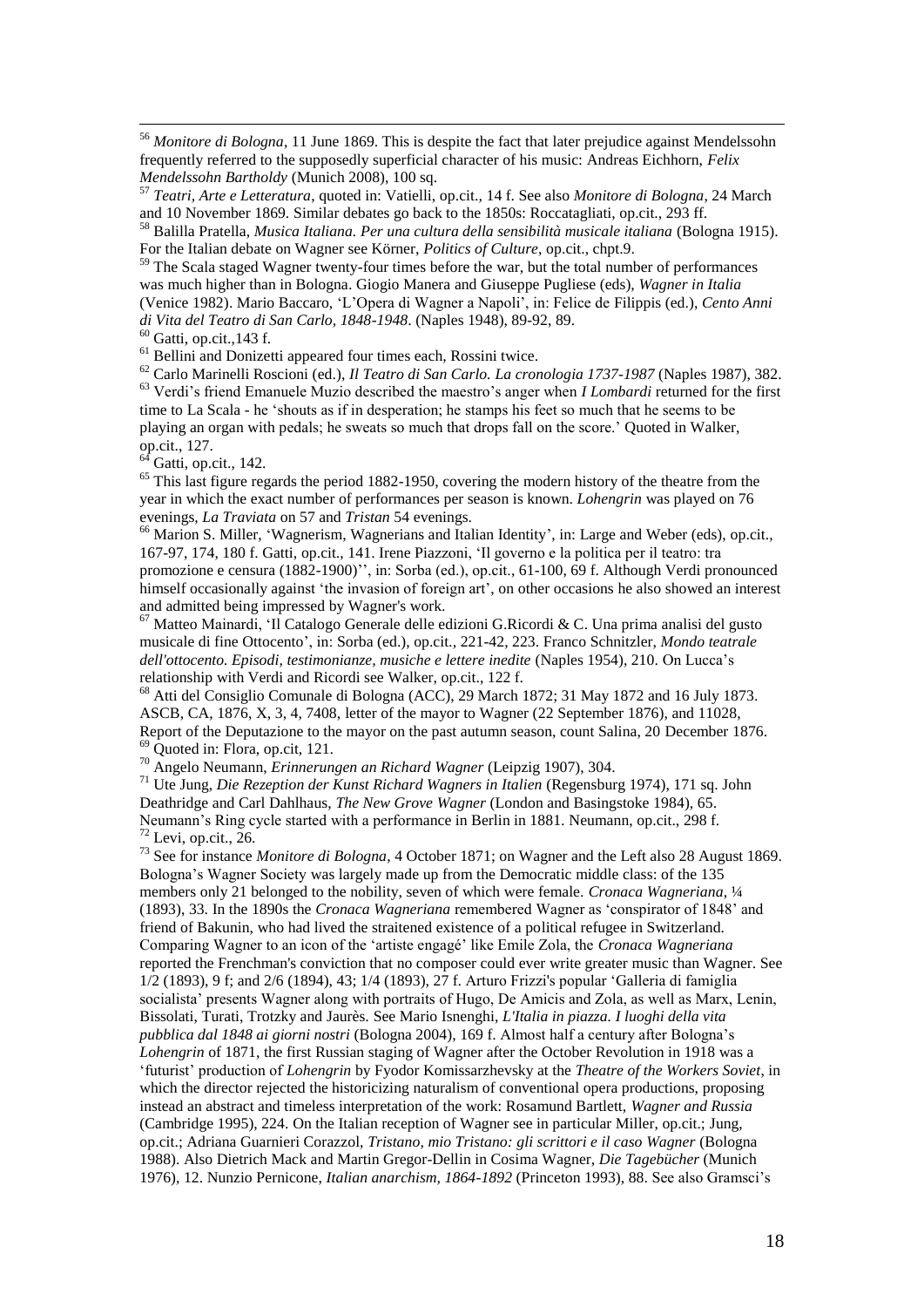[56] *Monitore di Bologna*, 11 June 1869. This is despite the fact that later prejudice against Mendelssohn frequently referred to the supposedly superficial character of his music: Andreas Eichhorn, *Felix Mendelssohn Bartholdy* (Munich 2008), 100 sq.

[57] *Teatri, Arte e Letteratura*, quoted in: Vatielli, op.cit., 14 f. See also *Monitore di Bologna*, 24 March and 10 November 1869. Similar debates go back to the 1850s: Roccatagliati, op.cit., 293 ff.

[58] Balilla Pratella, *Musica Italiana. Per una cultura della sensibilità musicale italiana* (Bologna 1915). For the Italian debate on Wagner see Körner, *Politics of Culture*, op.cit., chpt.9.

[59] The Scala staged Wagner twenty-four times before the war, but the total number of performances was much higher than in Bologna. Giogio Manera and Giuseppe Pugliese (eds), *Wagner in Italia* (Venice 1982). Mario Baccaro, 'L'Opera di Wagner a Napoli', in: Felice de Filippis (ed.), *Cento Anni di Vita del Teatro di San Carlo, 1848-1948*. (Naples 1948), 89-92, 89.

[60] Gatti, op.cit.,143 f.

[61] Bellini and Donizetti appeared four times each, Rossini twice.

[62] Carlo Marinelli Roscioni (ed.), *Il Teatro di San Carlo. La cronologia 1737-1987* (Naples 1987), 382.

[63] Verdi's friend Emanuele Muzio described the maestro's anger when *I Lombardi* returned for the first time to La Scala - he 'shouts as if in desperation; he stamps his feet so much that he seems to be playing an organ with pedals; he sweats so much that drops fall on the score.' Quoted in Walker, op.cit., 127.

[64] Gatti, op.cit., 142.

[65] This last figure regards the period 1882-1950, covering the modern history of the theatre from the year in which the exact number of performances per season is known. *Lohengrin* was played on 76 evenings, *La Traviata* on 57 and *Tristan* 54 evenings.

[66] Marion S. Miller, 'Wagnerism, Wagnerians and Italian Identity', in: Large and Weber (eds), op.cit., 167-97, 174, 180 f. Gatti, op.cit., 141. Irene Piazzoni, 'Il governo e la politica per il teatro: tra promozione e censura (1882-1900)'', in: Sorba (ed.), op.cit., 61-100, 69 f. Although Verdi pronounced himself occasionally against 'the invasion of foreign art', on other occasions he also showed an interest and admitted being impressed by Wagner's work.

[67] Matteo Mainardi, 'Il Catalogo Generale delle edizioni G.Ricordi & C. Una prima analisi del gusto musicale di fine Ottocento', in: Sorba (ed.), op.cit., 221-42, 223. Franco Schnitzler, *Mondo teatrale dell'ottocento. Episodi, testimonianze, musiche e lettere inedite* (Naples 1954), 210. On Lucca's relationship with Verdi and Ricordi see Walker, op.cit., 122 f.

[68] Atti del Consiglio Comunale di Bologna (ACC), 29 March 1872; 31 May 1872 and 16 July 1873. ASCB, CA, 1876, X, 3, 4, 7408, letter of the mayor to Wagner (22 September 1876), and 11028, Report of the Deputazione to the mayor on the past autumn season, count Salina, 20 December 1876.

[69] Quoted in: Flora, op.cit, 121.

[70] Angelo Neumann, *Erinnerungen an Richard Wagner* (Leipzig 1907), 304.

[71] Ute Jung, *Die Rezeption der Kunst Richard Wagners in Italien* (Regensburg 1974), 171 sq. John Deathridge and Carl Dahlhaus, *The New Grove Wagner* (London and Basingstoke 1984), 65. Neumann's Ring cycle started with a performance in Berlin in 1881. Neumann, op.cit., 298 f.

[72] Levi, op.cit., 26.

[73] See for instance *Monitore di Bologna*, 4 October 1871; on Wagner and the Left also 28 August 1869. Bologna's Wagner Society was largely made up from the Democratic middle class: of the 135 members only 21 belonged to the nobility, seven of which were female. *Cronaca Wagneriana*, ¼ (1893), 33. In the 1890s the *Cronaca Wagneriana* remembered Wagner as 'conspirator of 1848' and friend of Bakunin, who had lived the straitened existence of a political refugee in Switzerland. Comparing Wagner to an icon of the 'artiste engagé' like Emile Zola, the *Cronaca Wagneriana* reported the Frenchman's conviction that no composer could ever write greater music than Wagner. See 1/2 (1893), 9 f; and 2/6 (1894), 43; 1/4 (1893), 27 f. Arturo Frizzi's popular 'Galleria di famiglia socialista' presents Wagner along with portraits of Hugo, De Amicis and Zola, as well as Marx, Lenin, Bissolati, Turati, Trotzky and Jaurès. See Mario Isnenghi, *L'Italia in piazza. I luoghi della vita pubblica dal 1848 ai giorni nostri* (Bologna 2004), 169 f. Almost half a century after Bologna's *Lohengrin* of 1871, the first Russian staging of Wagner after the October Revolution in 1918 was a 'futurist' production of *Lohengrin* by Fyodor Komissarzhevsky at the *Theatre of the Workers Soviet*, in which the director rejected the historicizing naturalism of conventional opera productions, proposing instead an abstract and timeless interpretation of the work: Rosamund Bartlett, *Wagner and Russia* (Cambridge 1995), 224. On the Italian reception of Wagner see in particular Miller, op.cit.; Jung, op.cit.; Adriana Guarnieri Corazzol, *Tristano, mio Tristano: gli scrittori e il caso Wagner* (Bologna 1988). Also Dietrich Mack and Martin Gregor-Dellin in Cosima Wagner, *Die Tagebücher* (Munich 1976), 12. Nunzio Pernicone, *Italian anarchism, 1864-1892* (Princeton 1993), 88. See also Gramsci's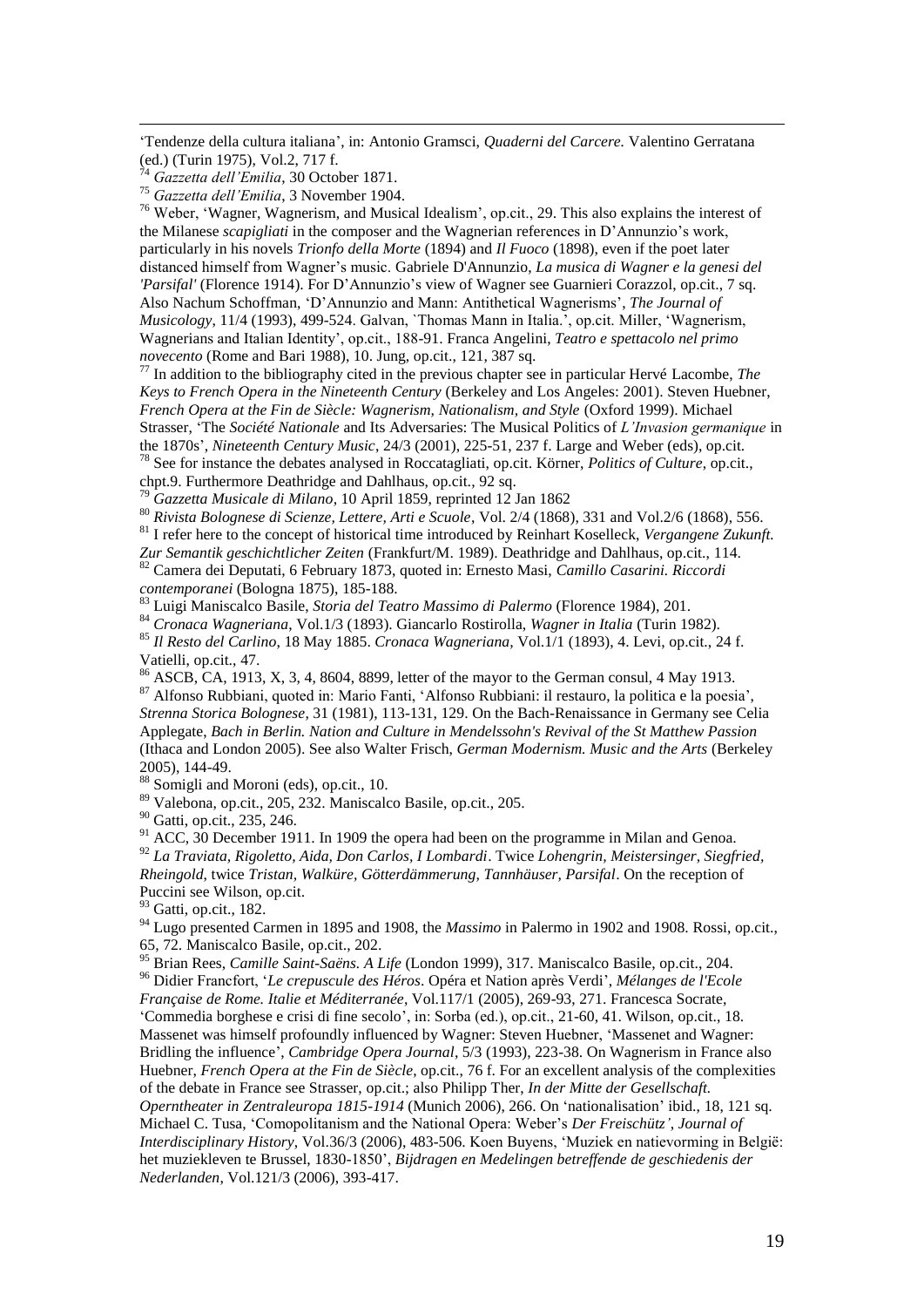'Tendenze della cultura italiana', in: Antonio Gramsci, *Quaderni del Carcere.* Valentino Gerratana (ed.) (Turin 1975), Vol.2, 717 f.

[74] *Gazzetta dell'Emilia*, 30 October 1871.

[75] *Gazzetta dell'Emilia*, 3 November 1904.

[76] Weber, 'Wagner, Wagnerism, and Musical Idealism', op.cit., 29. This also explains the interest of the Milanese *scapigliati* in the composer and the Wagnerian references in D'Annunzio's work, particularly in his novels *Trionfo della Morte* (1894) and *Il Fuoco* (1898), even if the poet later distanced himself from Wagner's music. Gabriele D'Annunzio, *La musica di Wagner e la genesi del 'Parsifal'* (Florence 1914). For D'Annunzio's view of Wagner see Guarnieri Corazzol, op.cit., 7 sq. Also Nachum Schoffman, 'D'Annunzio and Mann: Antithetical Wagnerisms', *The Journal of Musicology*, 11/4 (1993), 499-524. Galvan, `Thomas Mann in Italia.', op.cit. Miller, 'Wagnerism, Wagnerians and Italian Identity', op.cit., 188-91. Franca Angelini, *Teatro e spettacolo nel primo novecento* (Rome and Bari 1988), 10. Jung, op.cit., 121, 387 sq.

[77] In addition to the bibliography cited in the previous chapter see in particular Hervé Lacombe, *The Keys to French Opera in the Nineteenth Century* (Berkeley and Los Angeles: 2001). Steven Huebner, *French Opera at the Fin de Siècle: Wagnerism, Nationalism, and Style* (Oxford 1999). Michael Strasser, 'The *Société Nationale* and Its Adversaries: The Musical Politics of *L'Invasion germanique* in the 1870s', *Nineteenth Century Music*, 24/3 (2001), 225-51, 237 f. Large and Weber (eds), op.cit.

[78] See for instance the debates analysed in Roccatagliati, op.cit. Körner, *Politics of Culture*, op.cit., chpt.9. Furthermore Deathridge and Dahlhaus, op.cit., 92 sq.

[79] *Gazzetta Musicale di Milano*, 10 April 1859, reprinted 12 Jan 1862

[80] *Rivista Bolognese di Scienze, Lettere, Arti e Scuole*, Vol. 2/4 (1868), 331 and Vol.2/6 (1868), 556.

[81] I refer here to the concept of historical time introduced by Reinhart Koselleck, *Vergangene Zukunft. Zur Semantik geschichtlicher Zeiten* (Frankfurt/M. 1989). Deathridge and Dahlhaus, op.cit., 114.

[82] Camera dei Deputati, 6 February 1873, quoted in: Ernesto Masi, *Camillo Casarini. Riccordi contemporanei* (Bologna 1875), 185-188.

[83] Luigi Maniscalco Basile, *Storia del Teatro Massimo di Palermo* (Florence 1984), 201.

[84] *Cronaca Wagneriana*, Vol.1/3 (1893). Giancarlo Rostirolla, *Wagner in Italia* (Turin 1982).

[85] *Il Resto del Carlino*, 18 May 1885. *Cronaca Wagneriana*, Vol.1/1 (1893), 4. Levi, op.cit., 24 f. Vatielli, op.cit., 47.

[86] ASCB, CA, 1913, X, 3, 4, 8604, 8899, letter of the mayor to the German consul, 4 May 1913.

[87] Alfonso Rubbiani, quoted in: Mario Fanti, 'Alfonso Rubbiani: il restauro, la politica e la poesia', *Strenna Storica Bolognese,* 31 (1981), 113-131, 129. On the Bach-Renaissance in Germany see Celia Applegate, *Bach in Berlin. Nation and Culture in Mendelssohn's Revival of the St Matthew Passion* (Ithaca and London 2005). See also Walter Frisch, *German Modernism. Music and the Arts* (Berkeley 2005), 144-49.

[88] Somigli and Moroni (eds), op.cit., 10.

[89] Valebona, op.cit., 205, 232. Maniscalco Basile, op.cit., 205.

[90] Gatti, op.cit., 235, 246.

[91] ACC, 30 December 1911. In 1909 the opera had been on the programme in Milan and Genoa.

[92] *La Traviata, Rigoletto, Aida, Don Carlos, I Lombardi*. Twice *Lohengrin, Meistersinger, Siegfried, Rheingold*, twice *Tristan, Walküre, Götterdämmerung, Tannhäuser, Parsifal*. On the reception of Puccini see Wilson, op.cit.

[93] Gatti, op.cit., 182.

[94] Lugo presented Carmen in 1895 and 1908, the *Massimo* in Palermo in 1902 and 1908. Rossi, op.cit., 65, 72. Maniscalco Basile, op.cit., 202.

[95] Brian Rees, *Camille Saint-Saëns. A Life* (London 1999), 317. Maniscalco Basile, op.cit., 204.

[96] Didier Francfort, '*Le crepuscule des Héros*. Opéra et Nation après Verdi', *Mélanges de l'Ecole Française de Rome. Italie et Méditerranée*, Vol.117/1 (2005), 269-93, 271. Francesca Socrate, 'Commedia borghese e crisi di fine secolo', in: Sorba (ed.), op.cit., 21-60, 41. Wilson, op.cit., 18. Massenet was himself profoundly influenced by Wagner: Steven Huebner, 'Massenet and Wagner: Bridling the influence', *Cambridge Opera Journal*, 5/3 (1993), 223-38. On Wagnerism in France also Huebner, *French Opera at the Fin de Siècle*, op.cit., 76 f. For an excellent analysis of the complexities of the debate in France see Strasser, op.cit.; also Philipp Ther, *In der Mitte der Gesellschaft. Operntheater in Zentraleuropa 1815-1914* (Munich 2006), 266. On 'nationalisation' ibid., 18, 121 sq. Michael C. Tusa, 'Comopolitanism and the National Opera: Weber's *Der Freischütz'*, *Journal of Interdisciplinary History*, Vol.36/3 (2006), 483-506. Koen Buyens, 'Muziek en natievorming in België: het muziekleven te Brussel, 1830-1850', *Bijdragen en Medelingen betreffende de geschiedenis der Nederlanden*, Vol.121/3 (2006), 393-417.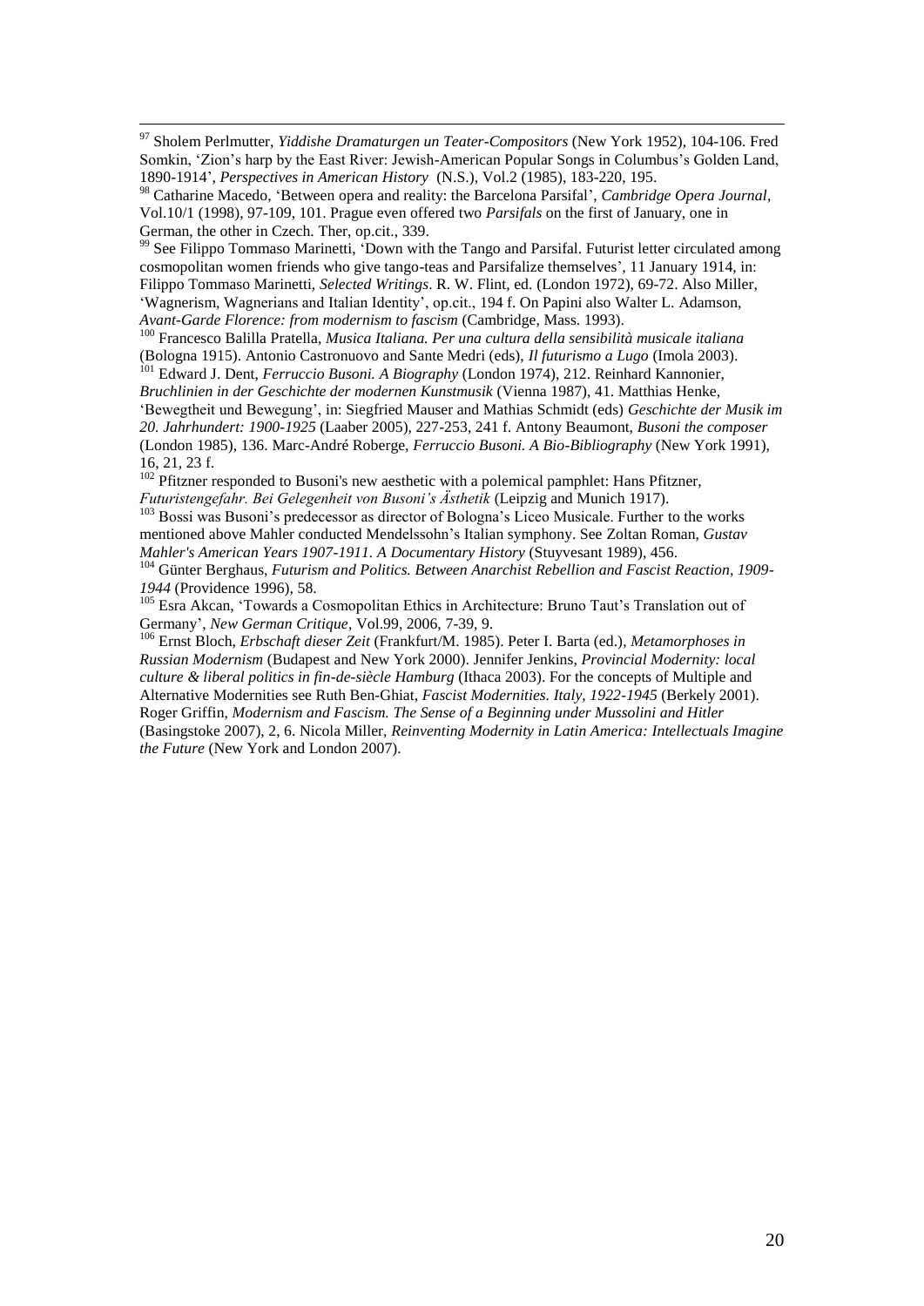[97] Sholem Perlmutter, *Yiddishe Dramaturgen un Teater-Compositors* (New York 1952), 104-106. Fred Somkin, 'Zion's harp by the East River: Jewish-American Popular Songs in Columbus's Golden Land, 1890-1914', *Perspectives in American History* (N.S.), Vol.2 (1985), 183-220, 195.

[98] Catharine Macedo, 'Between opera and reality: the Barcelona Parsifal', *Cambridge Opera Journal*, Vol.10/1 (1998), 97-109, 101. Prague even offered two *Parsifals* on the first of January, one in German, the other in Czech. Ther, op.cit., 339.

[99] See Filippo Tommaso Marinetti, 'Down with the Tango and Parsifal. Futurist letter circulated among cosmopolitan women friends who give tango-teas and Parsifalize themselves', 11 January 1914, in: Filippo Tommaso Marinetti, *Selected Writings*. R. W. Flint, ed. (London 1972), 69-72. Also Miller, 'Wagnerism, Wagnerians and Italian Identity', op.cit., 194 f. On Papini also Walter L. Adamson, *Avant-Garde Florence: from modernism to fascism* (Cambridge, Mass. 1993).

[100] Francesco Balilla Pratella, *Musica Italiana. Per una cultura della sensibilità musicale italiana* (Bologna 1915). Antonio Castronuovo and Sante Medri (eds), *Il futurismo a Lugo* (Imola 2003).

[101] Edward J. Dent, *Ferruccio Busoni. A Biography* (London 1974), 212. Reinhard Kannonier, *Bruchlinien in der Geschichte der modernen Kunstmusik* (Vienna 1987), 41. Matthias Henke, 'Bewegtheit und Bewegung', in: Siegfried Mauser and Mathias Schmidt (eds) *Geschichte der Musik im 20. Jahrhundert: 1900-1925* (Laaber 2005), 227-253, 241 f. Antony Beaumont, *Busoni the composer* (London 1985), 136. Marc-André Roberge, *Ferruccio Busoni. A Bio-Bibliography* (New York 1991), 16, 21, 23 f.

[102] Pfitzner responded to Busoni's new aesthetic with a polemical pamphlet: Hans Pfitzner, *Futuristengefahr. Bei Gelegenheit von Busoni's Ästhetik* (Leipzig and Munich 1917).

[103] Bossi was Busoni's predecessor as director of Bologna's Liceo Musicale. Further to the works mentioned above Mahler conducted Mendelssohn's Italian symphony. See Zoltan Roman, *Gustav Mahler's American Years 1907-1911. A Documentary History* (Stuyvesant 1989), 456.

[104] Günter Berghaus, *Futurism and Politics. Between Anarchist Rebellion and Fascist Reaction, 1909-1944* (Providence 1996), 58.

[105] Esra Akcan, 'Towards a Cosmopolitan Ethics in Architecture: Bruno Taut's Translation out of Germany', *New German Critique*, Vol.99, 2006, 7-39, 9.

[106] Ernst Bloch, *Erbschaft dieser Zeit* (Frankfurt/M. 1985). Peter I. Barta (ed.), *Metamorphoses in Russian Modernism* (Budapest and New York 2000). Jennifer Jenkins, *Provincial Modernity: local culture & liberal politics in fin-de-siècle Hamburg* (Ithaca 2003). For the concepts of Multiple and Alternative Modernities see Ruth Ben-Ghiat, *Fascist Modernities. Italy, 1922-1945* (Berkely 2001). Roger Griffin, *Modernism and Fascism. The Sense of a Beginning under Mussolini and Hitler* (Basingstoke 2007), 2, 6. Nicola Miller, *Reinventing Modernity in Latin America: Intellectuals Imagine the Future* (New York and London 2007).